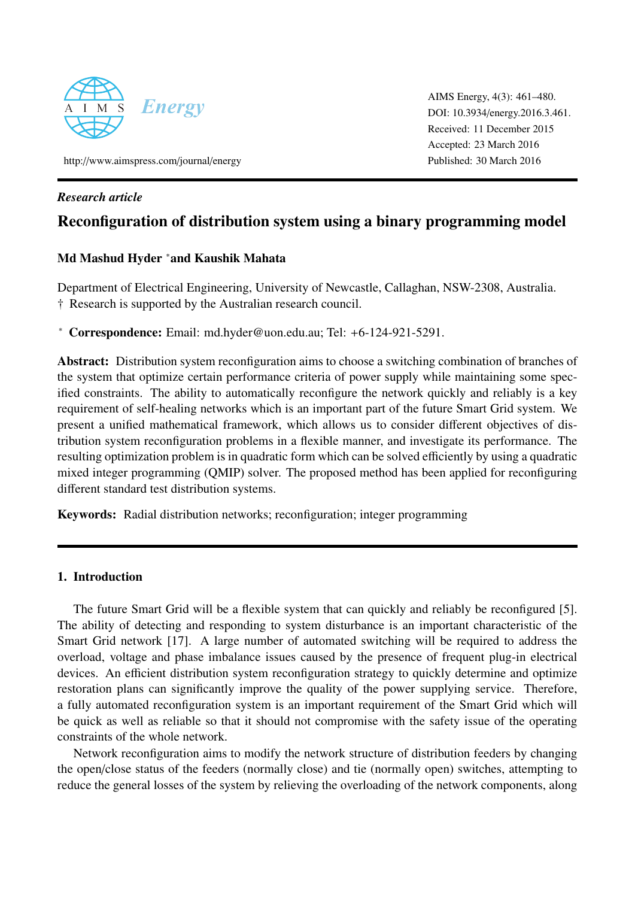AIMS Energy, 4(3): 461–480.
DOI: 10.3934/energy.2016.3.461.
Received: 11 December 2015
Accepted: 23 March 2016
Published: 30 March 2016

http://www.aimspress.com/journal/energy

*Research article*

# Reconfiguration of distribution system using a binary programming model

**Md Mashud Hyder \*and Kaushik Mahata**

Department of Electrical Engineering, University of Newcastle, Callaghan, NSW-2308, Australia.
† Research is supported by the Australian research council.

\* **Correspondence:** Email: md.hyder@uon.edu.au; Tel: +6-124-921-5291.

**Abstract:** Distribution system reconfiguration aims to choose a switching combination of branches of the system that optimize certain performance criteria of power supply while maintaining some specified constraints. The ability to automatically reconfigure the network quickly and reliably is a key requirement of self-healing networks which is an important part of the future Smart Grid system. We present a unified mathematical framework, which allows us to consider different objectives of distribution system reconfiguration problems in a flexible manner, and investigate its performance. The resulting optimization problem is in quadratic form which can be solved efficiently by using a quadratic mixed integer programming (QMIP) solver. The proposed method has been applied for reconfiguring different standard test distribution systems.

**Keywords:** Radial distribution networks; reconfiguration; integer programming

## 1. Introduction

The future Smart Grid will be a flexible system that can quickly and reliably be reconfigured [5]. The ability of detecting and responding to system disturbance is an important characteristic of the Smart Grid network [17]. A large number of automated switching will be required to address the overload, voltage and phase imbalance issues caused by the presence of frequent plug-in electrical devices. An efficient distribution system reconfiguration strategy to quickly determine and optimize restoration plans can significantly improve the quality of the power supplying service. Therefore, a fully automated reconfiguration system is an important requirement of the Smart Grid which will be quick as well as reliable so that it should not compromise with the safety issue of the operating constraints of the whole network.

Network reconfiguration aims to modify the network structure of distribution feeders by changing the open/close status of the feeders (normally close) and tie (normally open) switches, attempting to reduce the general losses of the system by relieving the overloading of the network components, along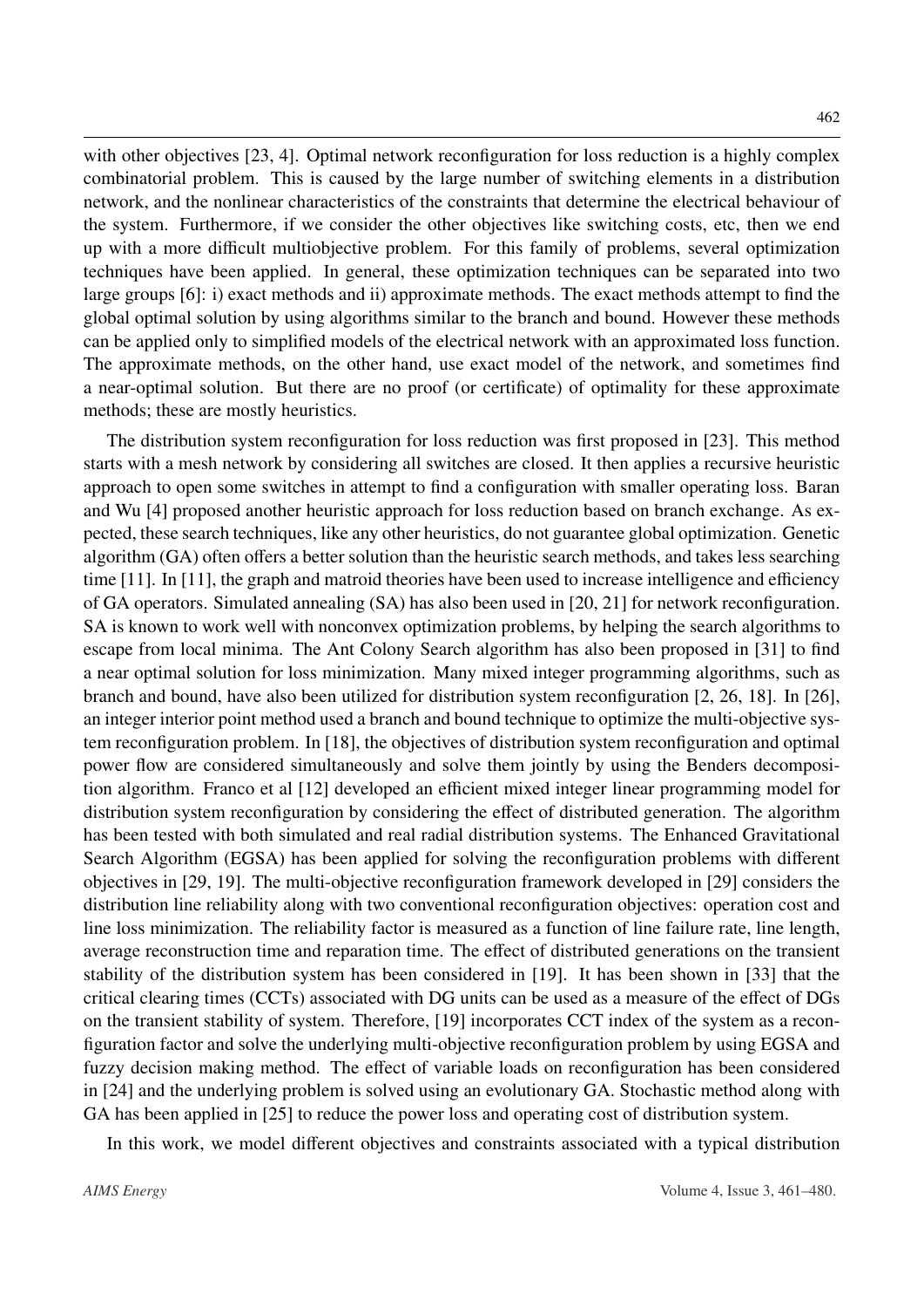with other objectives [23, 4]. Optimal network reconfiguration for loss reduction is a highly complex combinatorial problem. This is caused by the large number of switching elements in a distribution network, and the nonlinear characteristics of the constraints that determine the electrical behaviour of the system. Furthermore, if we consider the other objectives like switching costs, etc, then we end up with a more difficult multiobjective problem. For this family of problems, several optimization techniques have been applied. In general, these optimization techniques can be separated into two large groups [6]: i) exact methods and ii) approximate methods. The exact methods attempt to find the global optimal solution by using algorithms similar to the branch and bound. However these methods can be applied only to simplified models of the electrical network with an approximated loss function. The approximate methods, on the other hand, use exact model of the network, and sometimes find a near-optimal solution. But there are no proof (or certificate) of optimality for these approximate methods; these are mostly heuristics.

The distribution system reconfiguration for loss reduction was first proposed in [23]. This method starts with a mesh network by considering all switches are closed. It then applies a recursive heuristic approach to open some switches in attempt to find a configuration with smaller operating loss. Baran and Wu [4] proposed another heuristic approach for loss reduction based on branch exchange. As expected, these search techniques, like any other heuristics, do not guarantee global optimization. Genetic algorithm (GA) often offers a better solution than the heuristic search methods, and takes less searching time [11]. In [11], the graph and matroid theories have been used to increase intelligence and efficiency of GA operators. Simulated annealing (SA) has also been used in [20, 21] for network reconfiguration. SA is known to work well with nonconvex optimization problems, by helping the search algorithms to escape from local minima. The Ant Colony Search algorithm has also been proposed in [31] to find a near optimal solution for loss minimization. Many mixed integer programming algorithms, such as branch and bound, have also been utilized for distribution system reconfiguration [2, 26, 18]. In [26], an integer interior point method used a branch and bound technique to optimize the multi-objective system reconfiguration problem. In [18], the objectives of distribution system reconfiguration and optimal power flow are considered simultaneously and solve them jointly by using the Benders decomposition algorithm. Franco et al [12] developed an efficient mixed integer linear programming model for distribution system reconfiguration by considering the effect of distributed generation. The algorithm has been tested with both simulated and real radial distribution systems. The Enhanced Gravitational Search Algorithm (EGSA) has been applied for solving the reconfiguration problems with different objectives in [29, 19]. The multi-objective reconfiguration framework developed in [29] considers the distribution line reliability along with two conventional reconfiguration objectives: operation cost and line loss minimization. The reliability factor is measured as a function of line failure rate, line length, average reconstruction time and reparation time. The effect of distributed generations on the transient stability of the distribution system has been considered in [19]. It has been shown in [33] that the critical clearing times (CCTs) associated with DG units can be used as a measure of the effect of DGs on the transient stability of system. Therefore, [19] incorporates CCT index of the system as a reconfiguration factor and solve the underlying multi-objective reconfiguration problem by using EGSA and fuzzy decision making method. The effect of variable loads on reconfiguration has been considered in [24] and the underlying problem is solved using an evolutionary GA. Stochastic method along with GA has been applied in [25] to reduce the power loss and operating cost of distribution system.

In this work, we model different objectives and constraints associated with a typical distribution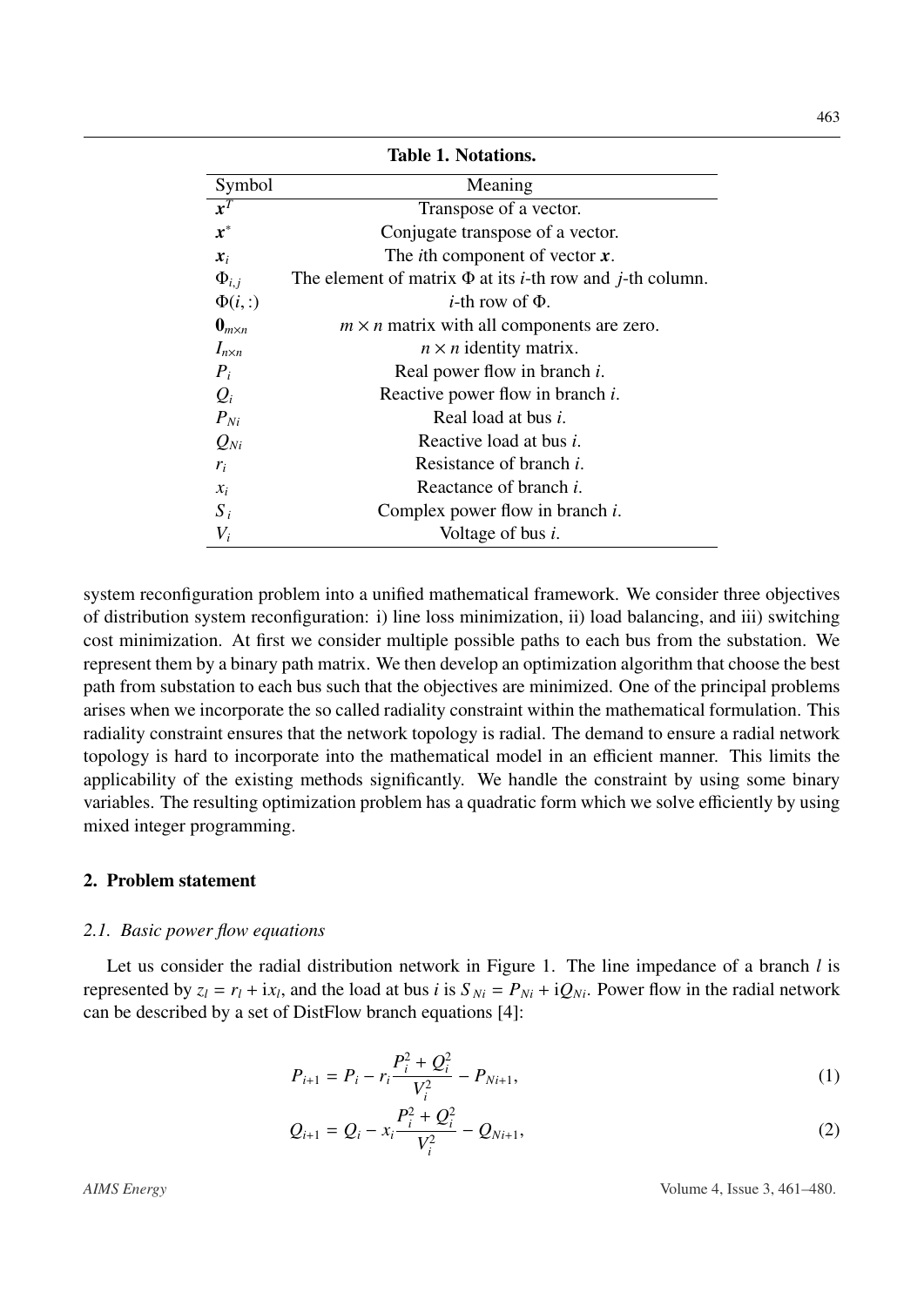**Table 1. Notations.**

| Symbol | Meaning |
|---|---|
| $\boldsymbol{x}^T$ | Transpose of a vector. |
| $\boldsymbol{x}^*$ | Conjugate transpose of a vector. |
| $\boldsymbol{x}_i$ | The $i$th component of vector $\boldsymbol{x}$. |
| $\Phi_{i,j}$ | The element of matrix $\Phi$ at its $i$-th row and $j$-th column. |
| $\Phi(i,:)$ | $i$-th row of $\Phi$. |
| $\mathbf{0}_{m\times n}$ | $m \times n$ matrix with all components are zero. |
| $I_{n\times n}$ | $n \times n$ identity matrix. |
| $P_i$ | Real power flow in branch $i$. |
| $Q_i$ | Reactive power flow in branch $i$. |
| $P_{Ni}$ | Real load at bus $i$. |
| $Q_{Ni}$ | Reactive load at bus $i$. |
| $r_i$ | Resistance of branch $i$. |
| $x_i$ | Reactance of branch $i$. |
| $S_i$ | Complex power flow in branch $i$. |
| $V_i$ | Voltage of bus $i$. |

system reconfiguration problem into a unified mathematical framework. We consider three objectives of distribution system reconfiguration: i) line loss minimization, ii) load balancing, and iii) switching cost minimization. At first we consider multiple possible paths to each bus from the substation. We represent them by a binary path matrix. We then develop an optimization algorithm that choose the best path from substation to each bus such that the objectives are minimized. One of the principal problems arises when we incorporate the so called radiality constraint within the mathematical formulation. This radiality constraint ensures that the network topology is radial. The demand to ensure a radial network topology is hard to incorporate into the mathematical model in an efficient manner. This limits the applicability of the existing methods significantly. We handle the constraint by using some binary variables. The resulting optimization problem has a quadratic form which we solve efficiently by using mixed integer programming.

## 2. Problem statement

### *2.1. Basic power flow equations*

Let us consider the radial distribution network in Figure 1. The line impedance of a branch $l$ is represented by $z_l = r_l + \mathrm{i}x_l$, and the load at bus $i$ is $S_{Ni} = P_{Ni} + \mathrm{i}Q_{Ni}$. Power flow in the radial network can be described by a set of DistFlow branch equations [4]:

$$P_{i+1} = P_i - r_i \frac{P_i^2 + Q_i^2}{V_i^2} - P_{Ni+1}, \tag{1}$$

$$Q_{i+1} = Q_i - x_i \frac{P_i^2 + Q_i^2}{V_i^2} - Q_{Ni+1}, \tag{2}$$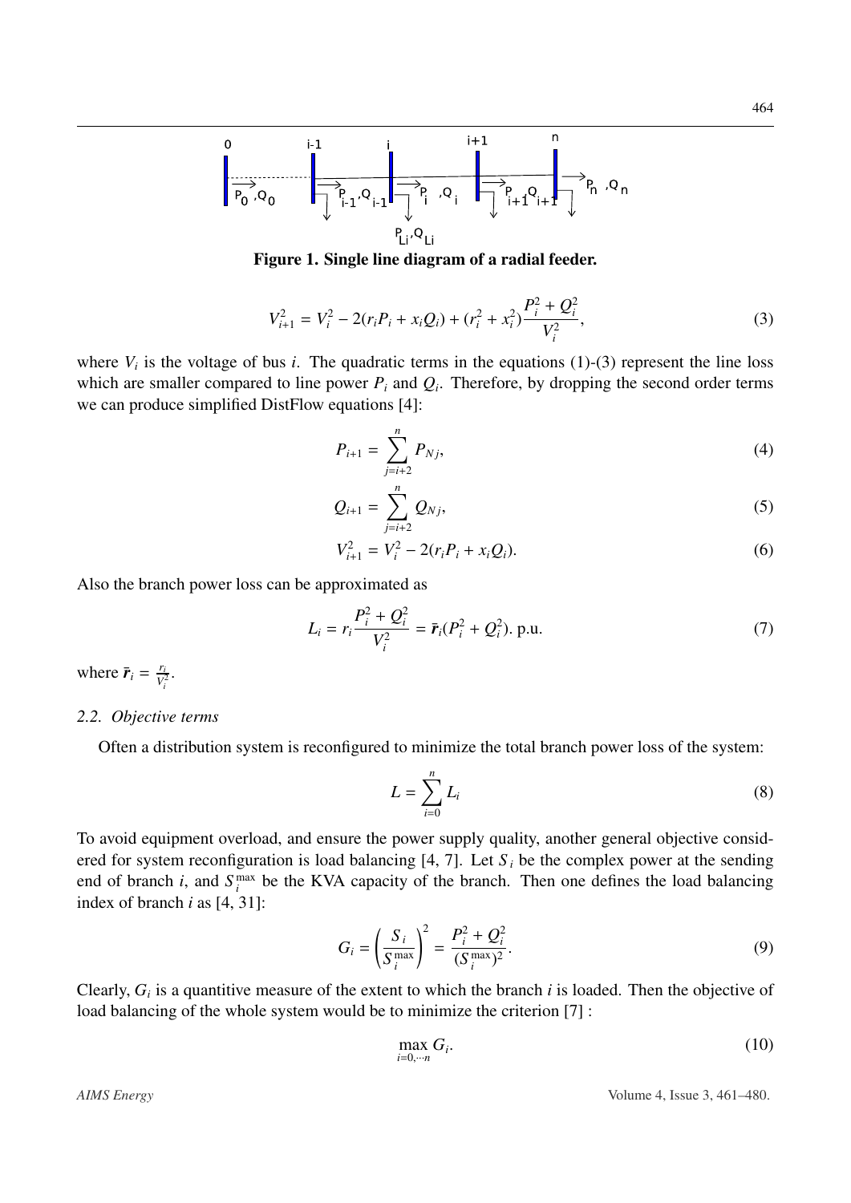**Figure 1. Single line diagram of a radial feeder.**

$$V_{i+1}^2 = V_i^2 - 2(r_i P_i + x_i Q_i) + (r_i^2 + x_i^2)\frac{P_i^2 + Q_i^2}{V_i^2}, \tag{3}$$

where $V_i$ is the voltage of bus $i$. The quadratic terms in the equations (1)-(3) represent the line loss which are smaller compared to line power $P_i$ and $Q_i$. Therefore, by dropping the second order terms we can produce simplified DistFlow equations [4]:

$$P_{i+1} = \sum_{j=i+2}^{n} P_{Nj}, \tag{4}$$

$$Q_{i+1} = \sum_{j=i+2}^{n} Q_{Nj}, \tag{5}$$

$$V_{i+1}^2 = V_i^2 - 2(r_i P_i + x_i Q_i). \tag{6}$$

Also the branch power loss can be approximated as

$$L_i = r_i \frac{P_i^2 + Q_i^2}{V_i^2} = \bar{\boldsymbol{r}}_i (P_i^2 + Q_i^2). \text{ p.u.} \tag{7}$$

where $\bar{\boldsymbol{r}}_i = \frac{r_i}{V_i^2}$.

### 2.2. Objective terms

Often a distribution system is reconfigured to minimize the total branch power loss of the system:

$$L = \sum_{i=0}^{n} L_i \tag{8}$$

To avoid equipment overload, and ensure the power supply quality, another general objective considered for system reconfiguration is load balancing [4, 7]. Let $S_i$ be the complex power at the sending end of branch $i$, and $S_i^{\max}$ be the KVA capacity of the branch. Then one defines the load balancing index of branch $i$ as [4, 31]:

$$G_i = \left(\frac{S_i}{S_i^{\max}}\right)^2 = \frac{P_i^2 + Q_i^2}{(S_i^{\max})^2}. \tag{9}$$

Clearly, $G_i$ is a quantitive measure of the extent to which the branch $i$ is loaded. Then the objective of load balancing of the whole system would be to minimize the criterion [7] :

$$\max_{i=0,\cdots n} G_i. \tag{10}$$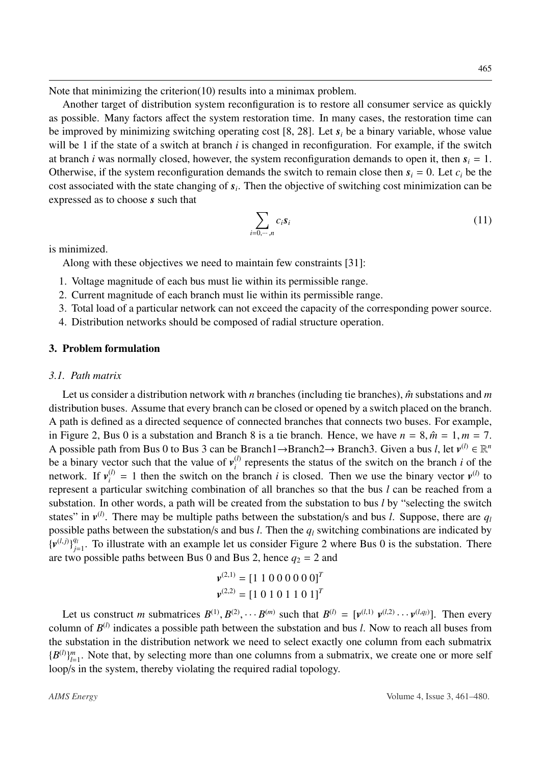Note that minimizing the criterion(10) results into a minimax problem.

Another target of distribution system reconfiguration is to restore all consumer service as quickly as possible. Many factors affect the system restoration time. In many cases, the restoration time can be improved by minimizing switching operating cost [8, 28]. Let $\boldsymbol{s}_i$ be a binary variable, whose value will be 1 if the state of a switch at branch $i$ is changed in reconfiguration. For example, if the switch at branch $i$ was normally closed, however, the system reconfiguration demands to open it, then $\boldsymbol{s}_i = 1$. Otherwise, if the system reconfiguration demands the switch to remain close then $\boldsymbol{s}_i = 0$. Let $c_i$ be the cost associated with the state changing of $\boldsymbol{s}_i$. Then the objective of switching cost minimization can be expressed as to choose $\boldsymbol{s}$ such that

$$\sum_{i=0,\cdots,n} c_i \boldsymbol{s}_i \tag{11}$$

is minimized.

Along with these objectives we need to maintain few constraints [31]:

1. Voltage magnitude of each bus must lie within its permissible range.
2. Current magnitude of each branch must lie within its permissible range.
3. Total load of a particular network can not exceed the capacity of the corresponding power source.
4. Distribution networks should be composed of radial structure operation.

## 3. Problem formulation

### *3.1. Path matrix*

Let us consider a distribution network with $n$ branches (including tie branches), $\hat{m}$ substations and $m$ distribution buses. Assume that every branch can be closed or opened by a switch placed on the branch. A path is defined as a directed sequence of connected branches that connects two buses. For example, in Figure 2, Bus 0 is a substation and Branch 8 is a tie branch. Hence, we have $n = 8, \hat{m} = 1, m = 7$. A possible path from Bus 0 to Bus 3 can be Branch1→Branch2→ Branch3. Given a bus $l$, let $\boldsymbol{v}^{(l)} \in \mathbb{R}^n$ be a binary vector such that the value of $\boldsymbol{v}_i^{(l)}$ represents the status of the switch on the branch $i$ of the network. If $\boldsymbol{v}_i^{(l)} = 1$ then the switch on the branch $i$ is closed. Then we use the binary vector $\boldsymbol{v}^{(l)}$ to represent a particular switching combination of all branches so that the bus $l$ can be reached from a substation. In other words, a path will be created from the substation to bus $l$ by "selecting the switch states" in $\boldsymbol{v}^{(l)}$. There may be multiple paths between the substation/s and bus $l$. Suppose, there are $q_l$ possible paths between the substation/s and bus $l$. Then the $q_l$ switching combinations are indicated by $\{\boldsymbol{v}^{(l,j)}\}_{j=1}^{q_l}$. To illustrate with an example let us consider Figure 2 where Bus 0 is the substation. There are two possible paths between Bus 0 and Bus 2, hence $q_2 = 2$ and

$$\boldsymbol{v}^{(2,1)} = [1\ 1\ 0\ 0\ 0\ 0\ 0\ 0]^T$$
$$\boldsymbol{v}^{(2,2)} = [1\ 0\ 1\ 0\ 1\ 1\ 0\ 1]^T$$

Let us construct $m$ submatrices $B^{(1)}, B^{(2)}, \cdots B^{(m)}$ such that $B^{(l)} = [\boldsymbol{v}^{(l,1)}\ \boldsymbol{v}^{(l,2)} \cdots \boldsymbol{v}^{(l,q_l)}]$. Then every column of $B^{(l)}$ indicates a possible path between the substation and bus $l$. Now to reach all buses from the substation in the distribution network we need to select exactly one column from each submatrix $\{B^{(l)}\}_{l=1}^{m}$. Note that, by selecting more than one columns from a submatrix, we create one or more self loop/s in the system, thereby violating the required radial topology.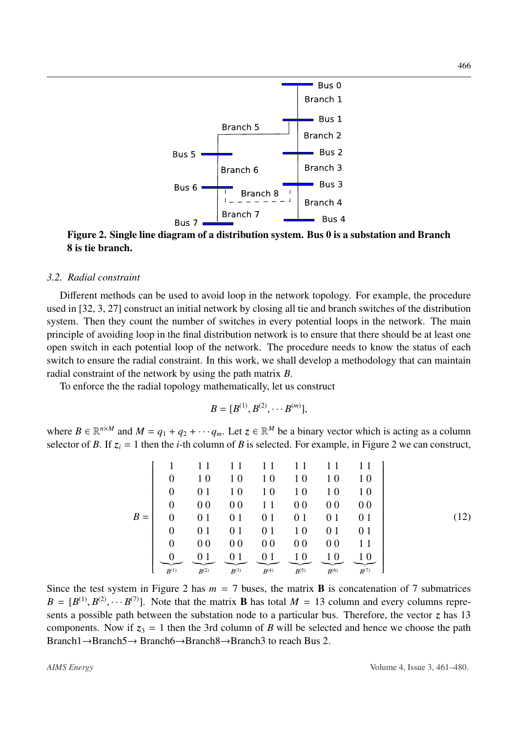Figure 2. Single line diagram of a distribution system. Bus 0 is a substation and Branch 8 is tie branch.

### 3.2. Radial constraint

Different methods can be used to avoid loop in the network topology. For example, the procedure used in [32, 3, 27] construct an initial network by closing all tie and branch switches of the distribution system. Then they count the number of switches in every potential loops in the network. The main principle of avoiding loop in the final distribution network is to ensure that there should be at least one open switch in each potential loop of the network. The procedure needs to know the status of each switch to ensure the radial constraint. In this work, we shall develop a methodology that can maintain radial constraint of the network by using the path matrix $B$.

To enforce the the radial topology mathematically, let us construct

$$B = [B^{(1)}, B^{(2)}, \cdots B^{(m)}],$$

where $B \in \mathbb{R}^{n \times M}$ and $M = q_1 + q_2 + \cdots q_m$. Let $z \in \mathbb{R}^M$ be a binary vector which is acting as a column selector of $B$. If $z_i = 1$ then the $i$-th column of $B$ is selected. For example, in Figure 2 we can construct,

$$B = \left[\begin{array}{c|cc|cc|cc|cc|cc|cc}
1 & 1 & 1 & 1 & 1 & 1 & 1 & 1 & 1 & 1 & 1 & 1 & 1 \\
0 & 1 & 0 & 1 & 0 & 1 & 0 & 1 & 0 & 1 & 0 & 1 & 0 \\
0 & 0 & 1 & 1 & 0 & 1 & 0 & 1 & 0 & 1 & 0 & 1 & 0 \\
0 & 0 & 0 & 0 & 0 & 1 & 1 & 0 & 0 & 0 & 0 & 0 & 0 \\
0 & 0 & 1 & 0 & 1 & 0 & 1 & 0 & 1 & 0 & 1 & 0 & 1 \\
0 & 0 & 1 & 0 & 1 & 0 & 1 & 1 & 0 & 0 & 1 & 0 & 1 \\
0 & 0 & 0 & 0 & 0 & 0 & 0 & 0 & 0 & 0 & 0 & 1 & 1 \\
0 & 0 & 1 & 0 & 1 & 0 & 1 & 1 & 0 & 1 & 0 & 1 & 0
\end{array}\right]
\begin{array}{l} \\ \\ \\ \\ \\ \\ \\ \end{array}
\quad (12)$$

$$\underbrace{\quad}_{B^{(1)}} \; \underbrace{\quad}_{B^{(2)}} \; \underbrace{\quad}_{B^{(3)}} \; \underbrace{\quad}_{B^{(4)}} \; \underbrace{\quad}_{B^{(5)}} \; \underbrace{\quad}_{B^{(6)}} \; \underbrace{\quad}_{B^{(7)}}$$

Since the test system in Figure 2 has $m = 7$ buses, the matrix $\mathbf{B}$ is concatenation of 7 submatrices $B = [B^{(1)}, B^{(2)}, \cdots B^{(7)}]$. Note that the matrix $\mathbf{B}$ has total $M = 13$ column and every columns represents a possible path between the substation node to a particular bus. Therefore, the vector $z$ has 13 components. Now if $z_3 = 1$ then the 3rd column of $B$ will be selected and hence we choose the path Branch1→Branch5→ Branch6→Branch8→Branch3 to reach Bus 2.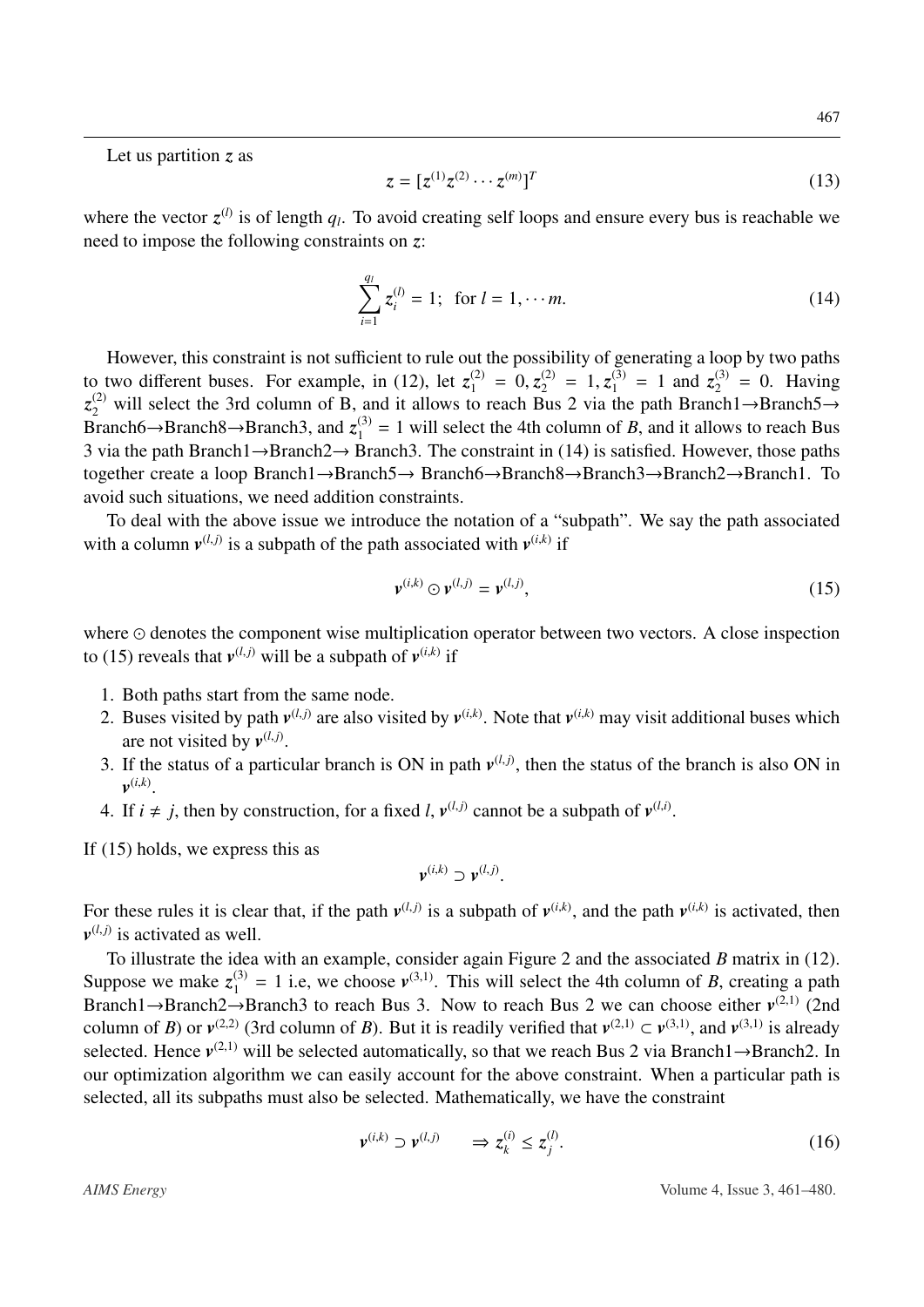Let us partition $z$ as

$$z = [z^{(1)} z^{(2)} \cdots z^{(m)}]^T \tag{13}$$

where the vector $z^{(l)}$ is of length $q_l$. To avoid creating self loops and ensure every bus is reachable we need to impose the following constraints on $z$:

$$\sum_{i=1}^{q_l} z_i^{(l)} = 1; \quad \text{for } l = 1, \cdots m. \tag{14}$$

However, this constraint is not sufficient to rule out the possibility of generating a loop by two paths to two different buses. For example, in (12), let $z_1^{(2)} = 0, z_2^{(2)} = 1, z_1^{(3)} = 1$ and $z_2^{(3)} = 0$. Having $z_2^{(2)}$ will select the 3rd column of B, and it allows to reach Bus 2 via the path Branch1→Branch5→Branch6→Branch8→Branch3, and $z_1^{(3)} = 1$ will select the 4th column of $B$, and it allows to reach Bus 3 via the path Branch1→Branch2→ Branch3. The constraint in (14) is satisfied. However, those paths together create a loop Branch1→Branch5→ Branch6→Branch8→Branch3→Branch2→Branch1. To avoid such situations, we need addition constraints.

To deal with the above issue we introduce the notation of a "subpath". We say the path associated with a column $\boldsymbol{v}^{(l,j)}$ is a subpath of the path associated with $\boldsymbol{v}^{(i,k)}$ if

$$\boldsymbol{v}^{(i,k)} \odot \boldsymbol{v}^{(l,j)} = \boldsymbol{v}^{(l,j)}, \tag{15}$$

where $\odot$ denotes the component wise multiplication operator between two vectors. A close inspection to (15) reveals that $\boldsymbol{v}^{(l,j)}$ will be a subpath of $\boldsymbol{v}^{(i,k)}$ if

1. Both paths start from the same node.
2. Buses visited by path $\boldsymbol{v}^{(l,j)}$ are also visited by $\boldsymbol{v}^{(i,k)}$. Note that $\boldsymbol{v}^{(i,k)}$ may visit additional buses which are not visited by $\boldsymbol{v}^{(l,j)}$.
3. If the status of a particular branch is ON in path $\boldsymbol{v}^{(l,j)}$, then the status of the branch is also ON in $\boldsymbol{v}^{(i,k)}$.
4. If $i \neq j$, then by construction, for a fixed $l$, $\boldsymbol{v}^{(l,j)}$ cannot be a subpath of $\boldsymbol{v}^{(l,i)}$.

If (15) holds, we express this as

$$\boldsymbol{v}^{(i,k)} \supset \boldsymbol{v}^{(l,j)}.$$

For these rules it is clear that, if the path $\boldsymbol{v}^{(l,j)}$ is a subpath of $\boldsymbol{v}^{(i,k)}$, and the path $\boldsymbol{v}^{(i,k)}$ is activated, then $\boldsymbol{v}^{(l,j)}$ is activated as well.

To illustrate the idea with an example, consider again Figure 2 and the associated $B$ matrix in (12). Suppose we make $z_1^{(3)} = 1$ i.e, we choose $\boldsymbol{v}^{(3,1)}$. This will select the 4th column of $B$, creating a path Branch1→Branch2→Branch3 to reach Bus 3. Now to reach Bus 2 we can choose either $\boldsymbol{v}^{(2,1)}$ (2nd column of $B$) or $\boldsymbol{v}^{(2,2)}$ (3rd column of $B$). But it is readily verified that $\boldsymbol{v}^{(2,1)} \subset \boldsymbol{v}^{(3,1)}$, and $\boldsymbol{v}^{(3,1)}$ is already selected. Hence $\boldsymbol{v}^{(2,1)}$ will be selected automatically, so that we reach Bus 2 via Branch1→Branch2. In our optimization algorithm we can easily account for the above constraint. When a particular path is selected, all its subpaths must also be selected. Mathematically, we have the constraint

$$\boldsymbol{v}^{(i,k)} \supset \boldsymbol{v}^{(l,j)} \qquad \Rightarrow z_k^{(i)} \leq z_j^{(l)}. \tag{16}$$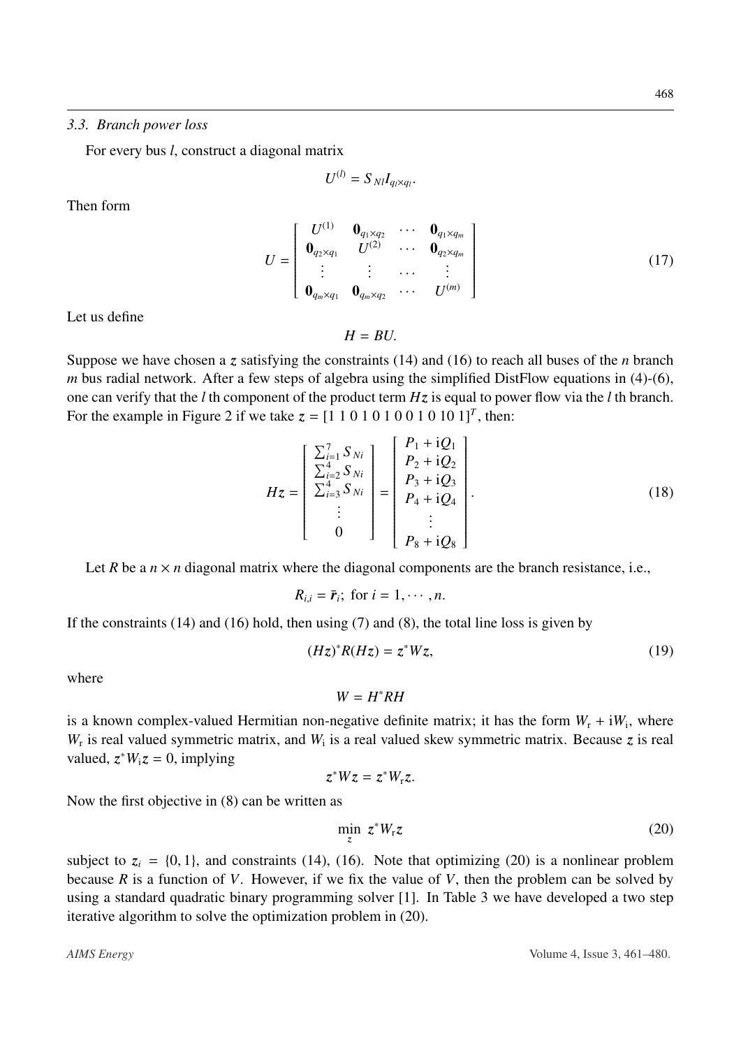### 3.3. Branch power loss

For every bus $l$, construct a diagonal matrix

$$U^{(l)} = S_{Nl} I_{q_l \times q_l}.$$

Then form

$$U = \begin{bmatrix} U^{(1)} & \mathbf{0}_{q_1 \times q_2} & \cdots & \mathbf{0}_{q_1 \times q_m} \\ \mathbf{0}_{q_2 \times q_1} & U^{(2)} & \cdots & \mathbf{0}_{q_2 \times q_m} \\ \vdots & \vdots & \cdots & \vdots \\ \mathbf{0}_{q_m \times q_1} & \mathbf{0}_{q_m \times q_2} & \cdots & U^{(m)} \end{bmatrix} \tag{17}$$

Let us define

$$H = BU.$$

Suppose we have chosen a $z$ satisfying the constraints (14) and (16) to reach all buses of the $n$ branch $m$ bus radial network. After a few steps of algebra using the simplified DistFlow equations in (4)-(6), one can verify that the $l$ th component of the product term $Hz$ is equal to power flow via the $l$ th branch. For the example in Figure 2 if we take $z = [1\ 1\ 0\ 1\ 0\ 1\ 0\ 0\ 1\ 0\ 10\ 1]^T$, then:

$$Hz = \begin{bmatrix} \sum_{i=1}^{7} S_{Ni} \\ \sum_{i=2}^{4} S_{Ni} \\ \sum_{i=3}^{4} S_{Ni} \\ \vdots \\ 0 \end{bmatrix} = \begin{bmatrix} P_1 + \mathrm{i}Q_1 \\ P_2 + \mathrm{i}Q_2 \\ P_3 + \mathrm{i}Q_3 \\ P_4 + \mathrm{i}Q_4 \\ \vdots \\ P_8 + \mathrm{i}Q_8 \end{bmatrix}. \tag{18}$$

Let $R$ be a $n \times n$ diagonal matrix where the diagonal components are the branch resistance, i.e.,

$$R_{i,i} = \bar{r}_i; \text{ for } i = 1, \cdots, n.$$

If the constraints (14) and (16) hold, then using (7) and (8), the total line loss is given by

$$(Hz)^* R (Hz) = z^* W z, \tag{19}$$

where

$$W = H^* R H$$

is a known complex-valued Hermitian non-negative definite matrix; it has the form $W_{\mathrm{r}} + \mathrm{i}W_{\mathrm{i}}$, where $W_{\mathrm{r}}$ is real valued symmetric matrix, and $W_{\mathrm{i}}$ is a real valued skew symmetric matrix. Because $z$ is real valued, $z^* W_{\mathrm{i}} z = 0$, implying

$$z^* W z = z^* W_{\mathrm{r}} z.$$

Now the first objective in (8) can be written as

$$\min_{z} \ z^* W_{\mathrm{r}} z \tag{20}$$

subject to $z_i = \{0, 1\}$, and constraints (14), (16). Note that optimizing (20) is a nonlinear problem because $R$ is a function of $V$. However, if we fix the value of $V$, then the problem can be solved by using a standard quadratic binary programming solver [1]. In Table 3 we have developed a two step iterative algorithm to solve the optimization problem in (20).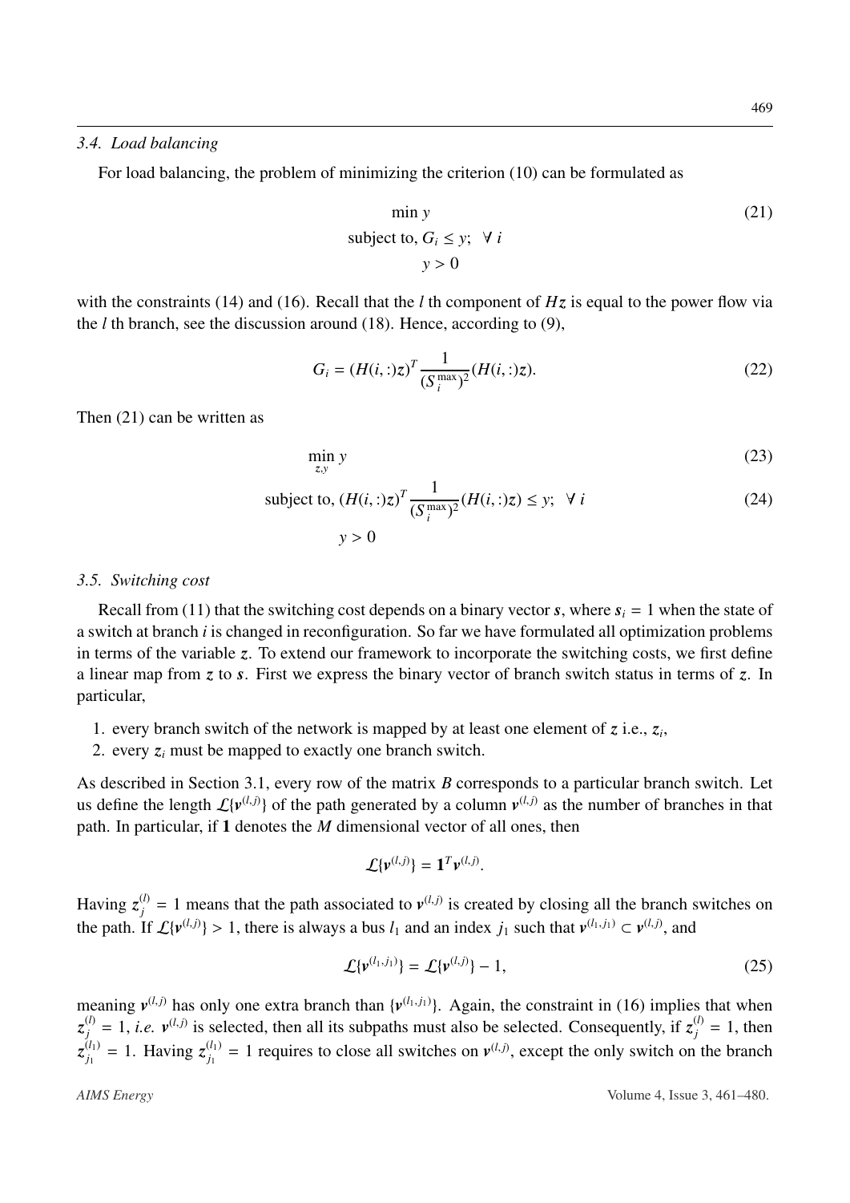### 3.4. Load balancing

For load balancing, the problem of minimizing the criterion (10) can be formulated as

$$
\begin{aligned}
&\min\, y \\
&\text{subject to, } G_i \leq y; \;\; \forall\, i \\
&y > 0
\end{aligned}
\tag{21}
$$

with the constraints (14) and (16). Recall that the $l$ th component of $Hz$ is equal to the power flow via the $l$ th branch, see the discussion around (18). Hence, according to (9),

$$
G_i = (H(i,:)z)^T \frac{1}{(S_i^{\max})^2}(H(i,:)z). \tag{22}
$$

Then (21) can be written as

$$
\min_{z,y}\, y \tag{23}
$$

$$
\text{subject to, } (H(i,:)z)^T \frac{1}{(S_i^{\max})^2}(H(i,:)z) \leq y; \;\; \forall\, i \tag{24}
$$

$$
y > 0
$$

### 3.5. Switching cost

Recall from (11) that the switching cost depends on a binary vector $s$, where $s_i = 1$ when the state of a switch at branch $i$ is changed in reconfiguration. So far we have formulated all optimization problems in terms of the variable $z$. To extend our framework to incorporate the switching costs, we first define a linear map from $z$ to $s$. First we express the binary vector of branch switch status in terms of $z$. In particular,

1. every branch switch of the network is mapped by at least one element of $z$ i.e., $z_i$,
2. every $z_i$ must be mapped to exactly one branch switch.

As described in Section 3.1, every row of the matrix $B$ corresponds to a particular branch switch. Let us define the length $\mathcal{L}\{v^{(l,j)}\}$ of the path generated by a column $v^{(l,j)}$ as the number of branches in that path. In particular, if $\mathbf{1}$ denotes the $M$ dimensional vector of all ones, then

$$
\mathcal{L}\{v^{(l,j)}\} = \mathbf{1}^T v^{(l,j)}.
$$

Having $z_j^{(l)} = 1$ means that the path associated to $v^{(l,j)}$ is created by closing all the branch switches on the path. If $\mathcal{L}\{v^{(l,j)}\} > 1$, there is always a bus $l_1$ and an index $j_1$ such that $v^{(l_1,j_1)} \subset v^{(l,j)}$, and

$$
\mathcal{L}\{v^{(l_1,j_1)}\} = \mathcal{L}\{v^{(l,j)}\} - 1, \tag{25}
$$

meaning $v^{(l,j)}$ has only one extra branch than $\{v^{(l_1,j_1)}\}$. Again, the constraint in (16) implies that when $z_j^{(l)} = 1$, *i.e.* $v^{(l,j)}$ is selected, then all its subpaths must also be selected. Consequently, if $z_j^{(l)} = 1$, then $z_{j_1}^{(l_1)} = 1$. Having $z_{j_1}^{(l_1)} = 1$ requires to close all switches on $v^{(l,j)}$, except the only switch on the branch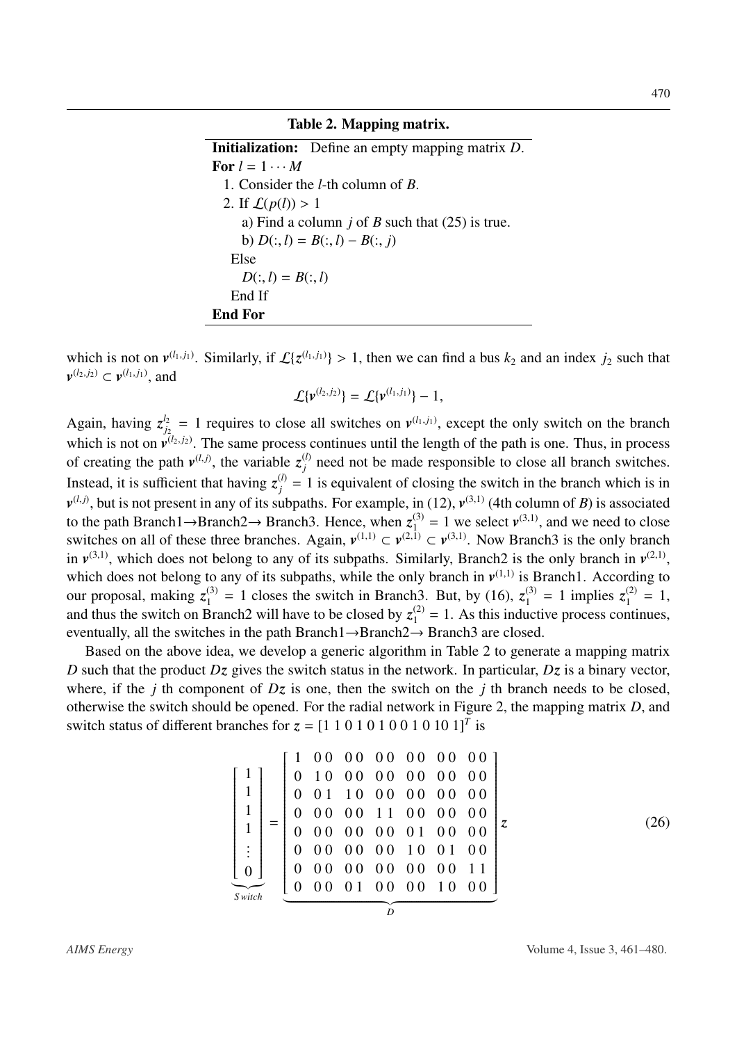**Table 2. Mapping matrix.**

| |
|---|
| **Initialization:** Define an empty mapping matrix $D$. |
| **For** $l = 1 \cdots M$ |
| 1. Consider the $l$-th column of $B$. |
| 2. If $\mathcal{L}(p(l)) > 1$ |
| a) Find a column $j$ of $B$ such that (25) is true. |
| b) $D(:, l) = B(:, l) - B(:, j)$ |
| Else |
| $D(:, l) = B(:, l)$ |
| End If |
| **End For** |

which is not on $\boldsymbol{v}^{(l_1,j_1)}$. Similarly, if $\mathcal{L}\{\boldsymbol{z}^{(l_1,j_1)}\} > 1$, then we can find a bus $k_2$ and an index $j_2$ such that $\boldsymbol{v}^{(l_2,j_2)} \subset \boldsymbol{v}^{(l_1,j_1)}$, and

$$\mathcal{L}\{\boldsymbol{v}^{(l_2,j_2)}\} = \mathcal{L}\{\boldsymbol{v}^{(l_1,j_1)}\} - 1,$$

Again, having $z_{j_2}^{l_2} = 1$ requires to close all switches on $\boldsymbol{v}^{(l_1,j_1)}$, except the only switch on the branch which is not on $\boldsymbol{v}^{(l_2,j_2)}$. The same process continues until the length of the path is one. Thus, in process of creating the path $\boldsymbol{v}^{(l,j)}$, the variable $z_j^{(l)}$ need not be made responsible to close all branch switches. Instead, it is sufficient that having $z_j^{(l)} = 1$ is equivalent of closing the switch in the branch which is in $\boldsymbol{v}^{(l,j)}$, but is not present in any of its subpaths. For example, in (12), $\boldsymbol{v}^{(3,1)}$ (4th column of $B$) is associated to the path Branch1→Branch2→ Branch3. Hence, when $z_1^{(3)} = 1$ we select $\boldsymbol{v}^{(3,1)}$, and we need to close switches on all of these three branches. Again, $\boldsymbol{v}^{(1,1)} \subset \boldsymbol{v}^{(2,1)} \subset \boldsymbol{v}^{(3,1)}$. Now Branch3 is the only branch in $\boldsymbol{v}^{(3,1)}$, which does not belong to any of its subpaths. Similarly, Branch2 is the only branch in $\boldsymbol{v}^{(2,1)}$, which does not belong to any of its subpaths, while the only branch in $\boldsymbol{v}^{(1,1)}$ is Branch1. According to our proposal, making $z_1^{(3)} = 1$ closes the switch in Branch3. But, by (16), $z_1^{(3)} = 1$ implies $z_1^{(2)} = 1$, and thus the switch on Branch2 will have to be closed by $z_1^{(2)} = 1$. As this inductive process continues, eventually, all the switches in the path Branch1→Branch2→ Branch3 are closed.

Based on the above idea, we develop a generic algorithm in Table 2 to generate a mapping matrix $D$ such that the product $D\boldsymbol{z}$ gives the switch status in the network. In particular, $D\boldsymbol{z}$ is a binary vector, where, if the $j$ th component of $D\boldsymbol{z}$ is one, then the switch on the $j$ th branch needs to be closed, otherwise the switch should be opened. For the radial network in Figure 2, the mapping matrix $D$, and switch status of different branches for $\boldsymbol{z} = [1\ 1\ 0\ 1\ 0\ 1\ 0\ 0\ 1\ 0\ 10\ 1]^T$ is

$$\underbrace{\begin{bmatrix} 1 \\ 1 \\ 1 \\ 1 \\ \vdots \\ 0 \end{bmatrix}}_{Switch} = \underbrace{\begin{bmatrix} 1 & 0\,0 & 0\,0 & 0\,0 & 0\,0 & 0\,0 & 0\,0 \\ 0 & 1\,0 & 0\,0 & 0\,0 & 0\,0 & 0\,0 & 0\,0 \\ 0 & 0\,1 & 1\,0 & 0\,0 & 0\,0 & 0\,0 & 0\,0 \\ 0 & 0\,0 & 0\,0 & 1\,1 & 0\,0 & 0\,0 & 0\,0 \\ 0 & 0\,0 & 0\,0 & 0\,0 & 0\,1 & 0\,0 & 0\,0 \\ 0 & 0\,0 & 0\,0 & 0\,0 & 1\,0 & 0\,1 & 0\,0 \\ 0 & 0\,0 & 0\,0 & 0\,0 & 0\,0 & 0\,0 & 1\,1 \\ 0 & 0\,0 & 0\,1 & 0\,0 & 0\,0 & 1\,0 & 0\,0 \end{bmatrix}}_{D} \boldsymbol{z} \tag{26}$$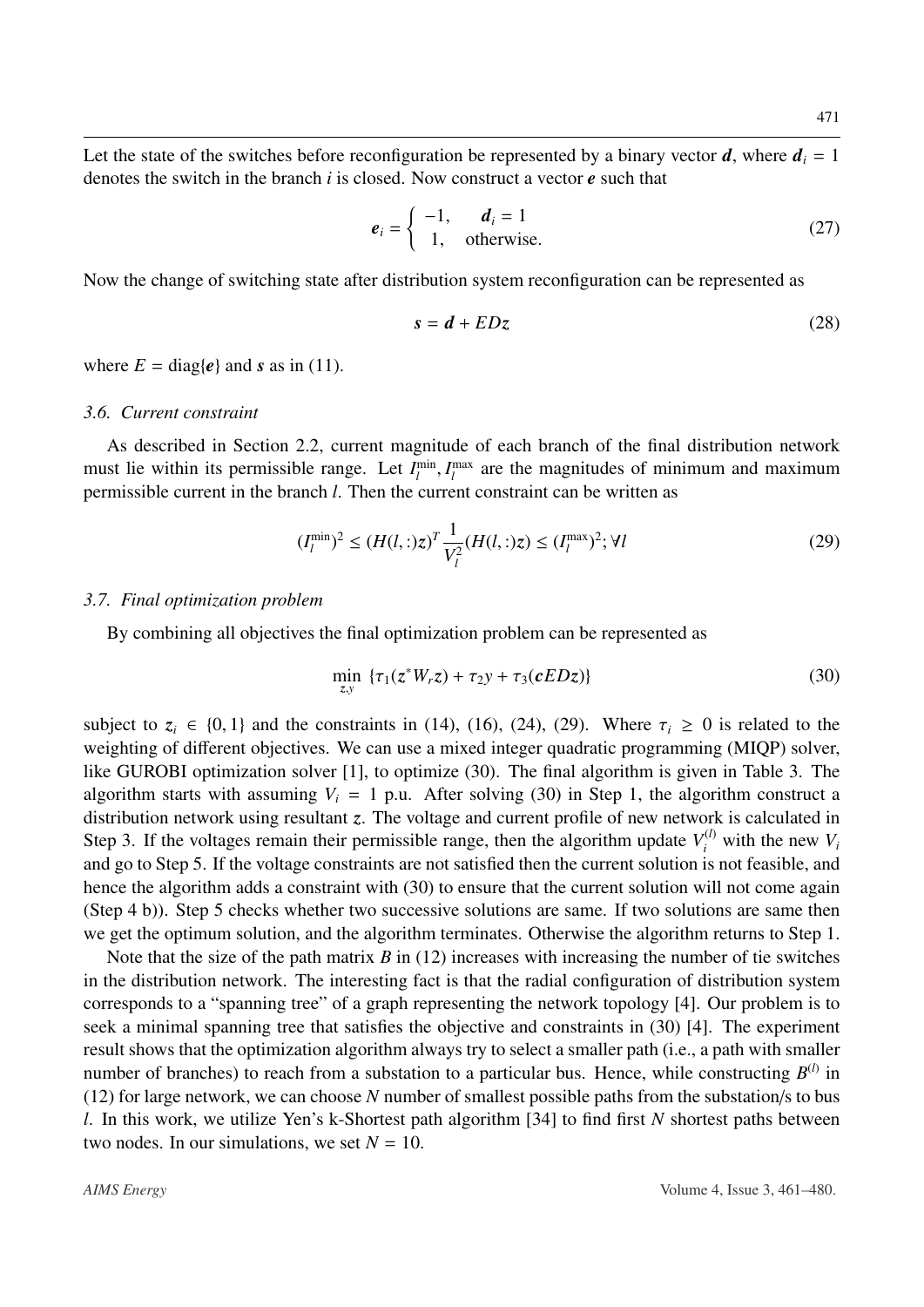Let the state of the switches before reconfiguration be represented by a binary vector $\boldsymbol{d}$, where $\boldsymbol{d}_i = 1$ denotes the switch in the branch $i$ is closed. Now construct a vector $\boldsymbol{e}$ such that

$$\boldsymbol{e}_i = \begin{cases} -1, & \boldsymbol{d}_i = 1 \\ 1, & \text{otherwise.} \end{cases} \tag{27}$$

Now the change of switching state after distribution system reconfiguration can be represented as

$$\boldsymbol{s} = \boldsymbol{d} + ED\boldsymbol{z} \tag{28}$$

where $E = \text{diag}\{\boldsymbol{e}\}$ and $\boldsymbol{s}$ as in (11).

### 3.6. Current constraint

As described in Section 2.2, current magnitude of each branch of the final distribution network must lie within its permissible range. Let $I_l^{\min}, I_l^{\max}$ are the magnitudes of minimum and maximum permissible current in the branch $l$. Then the current constraint can be written as

$$(I_l^{\min})^2 \leq (H(l,:)\boldsymbol{z})^T \frac{1}{V_l^2}(H(l,:)\boldsymbol{z}) \leq (I_l^{\max})^2; \forall l \tag{29}$$

### 3.7. Final optimization problem

By combining all objectives the final optimization problem can be represented as

$$\min_{z,y} \{\tau_1(\boldsymbol{z}^* W_r \boldsymbol{z}) + \tau_2 y + \tau_3(\boldsymbol{c}ED\boldsymbol{z})\} \tag{30}$$

subject to $\boldsymbol{z}_i \in \{0, 1\}$ and the constraints in (14), (16), (24), (29). Where $\tau_i \geq 0$ is related to the weighting of different objectives. We can use a mixed integer quadratic programming (MIQP) solver, like GUROBI optimization solver [1], to optimize (30). The final algorithm is given in Table 3. The algorithm starts with assuming $V_i = 1$ p.u. After solving (30) in Step 1, the algorithm construct a distribution network using resultant $\boldsymbol{z}$. The voltage and current profile of new network is calculated in Step 3. If the voltages remain their permissible range, then the algorithm update $V_i^{(l)}$ with the new $V_i$ and go to Step 5. If the voltage constraints are not satisfied then the current solution is not feasible, and hence the algorithm adds a constraint with (30) to ensure that the current solution will not come again (Step 4 b)). Step 5 checks whether two successive solutions are same. If two solutions are same then we get the optimum solution, and the algorithm terminates. Otherwise the algorithm returns to Step 1.

Note that the size of the path matrix $B$ in (12) increases with increasing the number of tie switches in the distribution network. The interesting fact is that the radial configuration of distribution system corresponds to a "spanning tree" of a graph representing the network topology [4]. Our problem is to seek a minimal spanning tree that satisfies the objective and constraints in (30) [4]. The experiment result shows that the optimization algorithm always try to select a smaller path (i.e., a path with smaller number of branches) to reach from a substation to a particular bus. Hence, while constructing $B^{(l)}$ in (12) for large network, we can choose $N$ number of smallest possible paths from the substation/s to bus $l$. In this work, we utilize Yen's k-Shortest path algorithm [34] to find first $N$ shortest paths between two nodes. In our simulations, we set $N = 10$.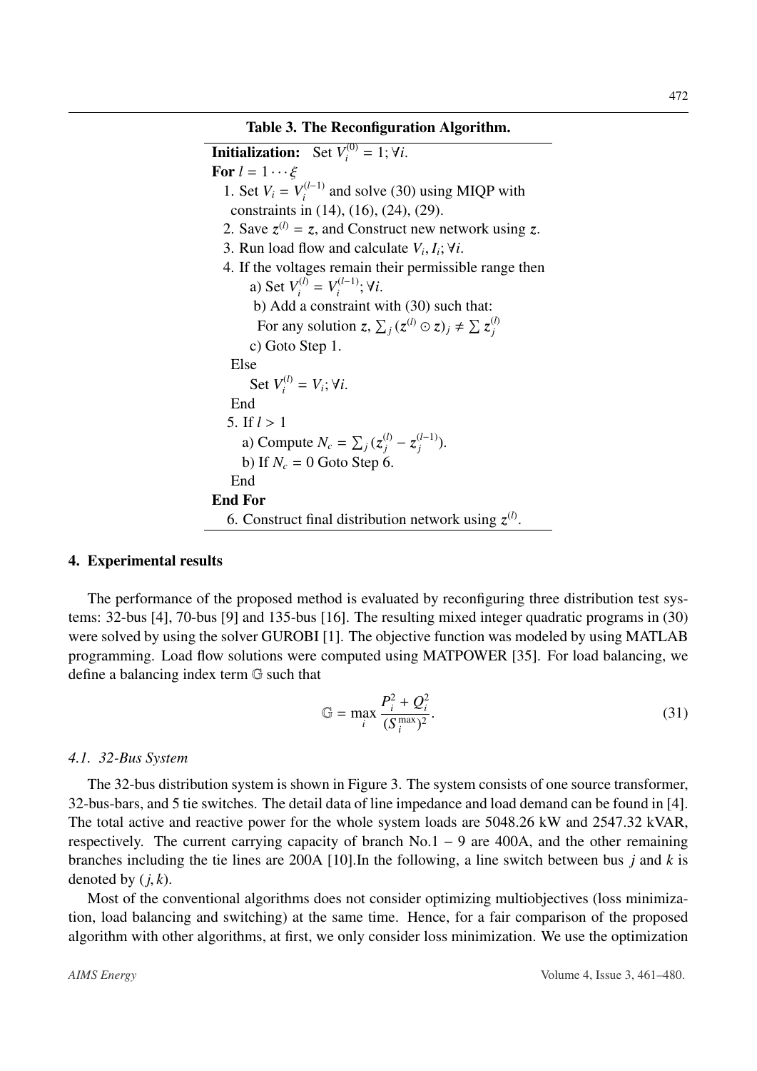**Table 3. The Reconfiguration Algorithm.**

**Initialization:** Set $V_i^{(0)} = 1; \forall i$.

**For** $l = 1 \cdots \xi$

1. Set $V_i = V_i^{(l-1)}$ and solve (30) using MIQP with constraints in (14), (16), (24), (29).
2. Save $z^{(l)} = z$, and Construct new network using $z$.
3. Run load flow and calculate $V_i, I_i; \forall i$.
4. If the voltages remain their permissible range then
   - a) Set $V_i^{(l)} = V_i^{(l-1)}; \forall i$.
   - b) Add a constraint with (30) such that: For any solution $z$, $\sum_j (z^{(l)} \odot z)_j \neq \sum z_j^{(l)}$
   - c) Goto Step 1.

   Else

   Set $V_i^{(l)} = V_i; \forall i$.

   End
5. If $l > 1$
   - a) Compute $N_c = \sum_j (z_j^{(l)} - z_j^{(l-1)})$.
   - b) If $N_c = 0$ Goto Step 6.

   End

**End For**

6. Construct final distribution network using $z^{(l)}$.

## 4. Experimental results

The performance of the proposed method is evaluated by reconfiguring three distribution test systems: 32-bus [4], 70-bus [9] and 135-bus [16]. The resulting mixed integer quadratic programs in (30) were solved by using the solver GUROBI [1]. The objective function was modeled by using MATLAB programming. Load flow solutions were computed using MATPOWER [35]. For load balancing, we define a balancing index term $\mathbb{G}$ such that

$$\mathbb{G} = \max_i \frac{P_i^2 + Q_i^2}{(S_i^{\max})^2}. \tag{31}$$

### 4.1. 32-Bus System

The 32-bus distribution system is shown in Figure 3. The system consists of one source transformer, 32-bus-bars, and 5 tie switches. The detail data of line impedance and load demand can be found in [4]. The total active and reactive power for the whole system loads are 5048.26 kW and 2547.32 kVAR, respectively. The current carrying capacity of branch No.1 − 9 are 400A, and the other remaining branches including the tie lines are 200A [10].In the following, a line switch between bus $j$ and $k$ is denoted by $(j, k)$.

Most of the conventional algorithms does not consider optimizing multiobjectives (loss minimization, load balancing and switching) at the same time. Hence, for a fair comparison of the proposed algorithm with other algorithms, at first, we only consider loss minimization. We use the optimization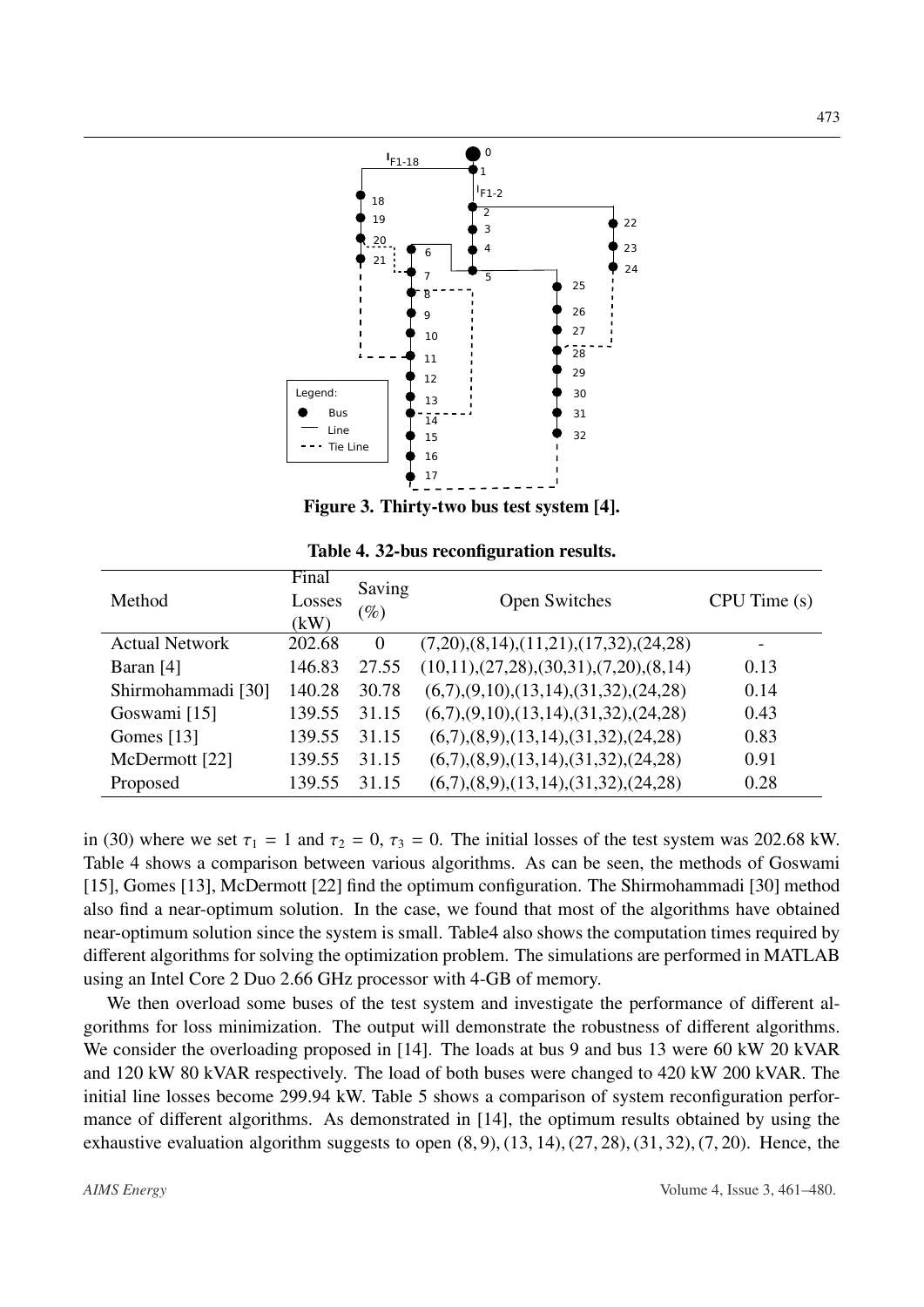Figure 3. Thirty-two bus test system [4].

Table 4. 32-bus reconfiguration results.

| Method | Final Losses (kW) | Saving (%) | Open Switches | CPU Time (s) |
|---|---|---|---|---|
| Actual Network | 202.68 | 0 | (7,20),(8,14),(11,21),(17,32),(24,28) | - |
| Baran [4] | 146.83 | 27.55 | (10,11),(27,28),(30,31),(7,20),(8,14) | 0.13 |
| Shirmohammadi [30] | 140.28 | 30.78 | (6,7),(9,10),(13,14),(31,32),(24,28) | 0.14 |
| Goswami [15] | 139.55 | 31.15 | (6,7),(9,10),(13,14),(31,32),(24,28) | 0.43 |
| Gomes [13] | 139.55 | 31.15 | (6,7),(8,9),(13,14),(31,32),(24,28) | 0.83 |
| McDermott [22] | 139.55 | 31.15 | (6,7),(8,9),(13,14),(31,32),(24,28) | 0.91 |
| Proposed | 139.55 | 31.15 | (6,7),(8,9),(13,14),(31,32),(24,28) | 0.28 |

in (30) where we set $\tau_1 = 1$ and $\tau_2 = 0$, $\tau_3 = 0$. The initial losses of the test system was 202.68 kW. Table 4 shows a comparison between various algorithms. As can be seen, the methods of Goswami [15], Gomes [13], McDermott [22] find the optimum configuration. The Shirmohammadi [30] method also find a near-optimum solution. In the case, we found that most of the algorithms have obtained near-optimum solution since the system is small. Table4 also shows the computation times required by different algorithms for solving the optimization problem. The simulations are performed in MATLAB using an Intel Core 2 Duo 2.66 GHz processor with 4-GB of memory.

We then overload some buses of the test system and investigate the performance of different algorithms for loss minimization. The output will demonstrate the robustness of different algorithms. We consider the overloading proposed in [14]. The loads at bus 9 and bus 13 were 60 kW 20 kVAR and 120 kW 80 kVAR respectively. The load of both buses were changed to 420 kW 200 kVAR. The initial line losses become 299.94 kW. Table 5 shows a comparison of system reconfiguration performance of different algorithms. As demonstrated in [14], the optimum results obtained by using the exhaustive evaluation algorithm suggests to open $(8, 9), (13, 14), (27, 28), (31, 32), (7, 20)$. Hence, the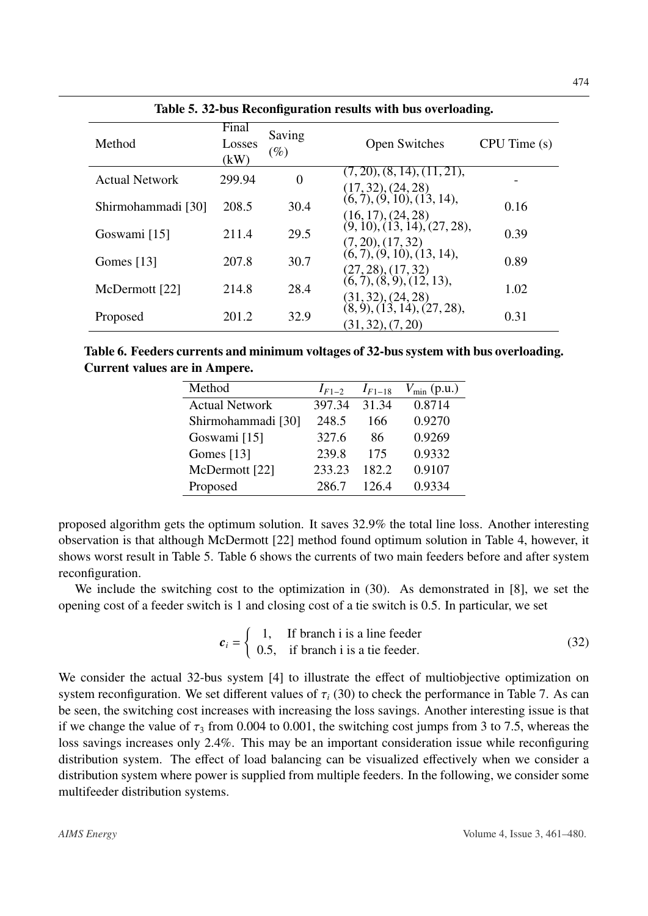**Table 5. 32-bus Reconfiguration results with bus overloading.**

| Method | Final Losses (kW) | Saving (%) | Open Switches | CPU Time (s) |
|---|---|---|---|---|
| Actual Network | 299.94 | 0 | (7, 20), (8, 14), (11, 21), (17, 32), (24, 28) | - |
| Shirmohammadi [30] | 208.5 | 30.4 | (6, 7), (9, 10), (13, 14), (16, 17), (24, 28) | 0.16 |
| Goswami [15] | 211.4 | 29.5 | (9, 10), (13, 14), (27, 28), (7, 20), (17, 32) | 0.39 |
| Gomes [13] | 207.8 | 30.7 | (6, 7), (9, 10), (13, 14), (27, 28), (17, 32) | 0.89 |
| McDermott [22] | 214.8 | 28.4 | (6, 7), (8, 9), (12, 13), (31, 32), (24, 28) | 1.02 |
| Proposed | 201.2 | 32.9 | (8, 9), (13, 14), (27, 28), (31, 32), (7, 20) | 0.31 |

**Table 6. Feeders currents and minimum voltages of 32-bus system with bus overloading. Current values are in Ampere.**

| Method | $I_{F1-2}$ | $I_{F1-18}$ | $V_{\min}$ (p.u.) |
|---|---|---|---|
| Actual Network | 397.34 | 31.34 | 0.8714 |
| Shirmohammadi [30] | 248.5 | 166 | 0.9270 |
| Goswami [15] | 327.6 | 86 | 0.9269 |
| Gomes [13] | 239.8 | 175 | 0.9332 |
| McDermott [22] | 233.23 | 182.2 | 0.9107 |
| Proposed | 286.7 | 126.4 | 0.9334 |

proposed algorithm gets the optimum solution. It saves 32.9% the total line loss. Another interesting observation is that although McDermott [22] method found optimum solution in Table 4, however, it shows worst result in Table 5. Table 6 shows the currents of two main feeders before and after system reconfiguration.

We include the switching cost to the optimization in (30). As demonstrated in [8], we set the opening cost of a feeder switch is 1 and closing cost of a tie switch is 0.5. In particular, we set

$$\boldsymbol{c}_i = \begin{cases} 1, & \text{If branch i is a line feeder} \\ 0.5, & \text{if branch i is a tie feeder.} \end{cases} \tag{32}$$

We consider the actual 32-bus system [4] to illustrate the effect of multiobjective optimization on system reconfiguration. We set different values of $\tau_i$ (30) to check the performance in Table 7. As can be seen, the switching cost increases with increasing the loss savings. Another interesting issue is that if we change the value of $\tau_3$ from 0.004 to 0.001, the switching cost jumps from 3 to 7.5, whereas the loss savings increases only 2.4%. This may be an important consideration issue while reconfiguring distribution system. The effect of load balancing can be visualized effectively when we consider a distribution system where power is supplied from multiple feeders. In the following, we consider some multifeeder distribution systems.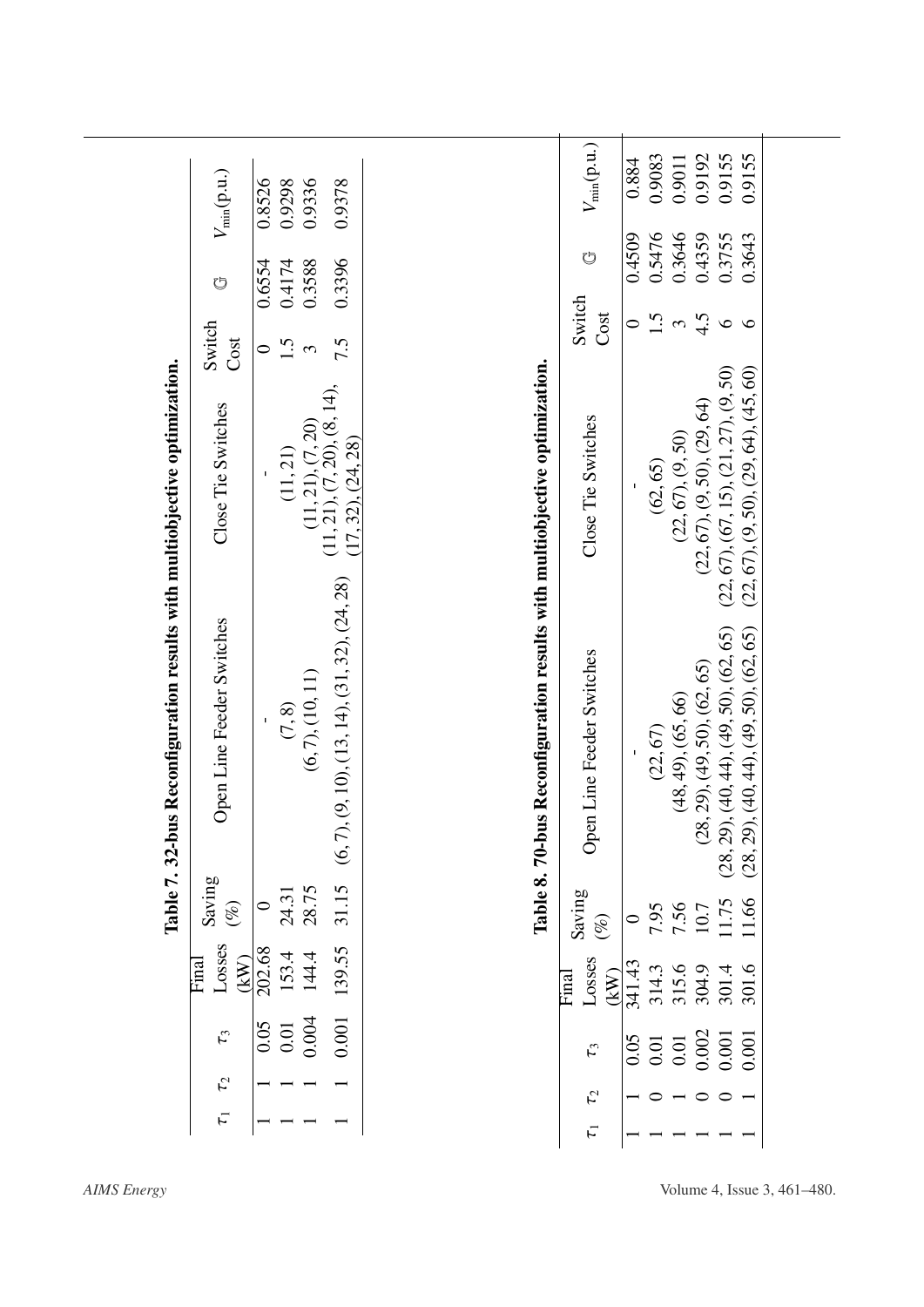**Table 7. 32-bus Reconfiguration results with multiobjective optimization.**

| $\tau_1$ | $\tau_2$ | $\tau_3$ | Final Losses (kW) | Saving (%) | Open Line Feeder Switches | Close Tie Switches | Switch Cost | $\mho$ | $V_{\min}$(p.u.) |
|---|---|---|---|---|---|---|---|---|---|
| 1 | 1 | 0.05 | 202.68 | 0 | - | - | 0 | 0.6554 | 0.8526 |
| 1 | 1 | 0.01 | 153.4 | 24.31 | (7, 8) | (11, 21) | 1.5 | 0.4174 | 0.9298 |
| 1 | 1 | 0.004 | 144.4 | 28.75 | (6, 7), (10, 11) | (11, 21), (7, 20) | 3 | 0.3588 | 0.9336 |
| 1 | 1 | 0.001 | 139.55 | 31.15 | (6, 7), (9, 10), (13, 14), (31, 32), (24, 28) | (11, 21), (7, 20), (8, 14), (17, 32), (24, 28) | 7.5 | 0.3396 | 0.9378 |

**Table 8. 70-bus Reconfiguration results with multiobjective optimization.**

| $\tau_1$ | $\tau_2$ | $\tau_3$ | Final Losses (kW) | Saving (%) | Open Line Feeder Switches | Close Tie Switches | Switch Cost | $\mho$ | $V_{\min}$(p.u.) |
|---|---|---|---|---|---|---|---|---|---|
| 1 | 1 | 0.05 | 341.43 | 0 | - | - | 0 | 0.4509 | 0.884 |
| 1 | 0 | 0.01 | 314.3 | 7.95 | (22, 67) | (62, 65) | 1.5 | 0.5476 | 0.9083 |
| 1 | 1 | 0.01 | 315.6 | 7.56 | (48, 49), (65, 66) | (22, 67), (9, 50) | 3 | 0.3646 | 0.9011 |
| 1 | 0 | 0.002 | 304.9 | 10.7 | (28, 29), (49, 50), (62, 65) | (22, 67), (9, 50), (29, 64) | 4.5 | 0.4359 | 0.9192 |
| 1 | 0 | 0.001 | 301.4 | 11.75 | (28, 29), (40, 44), (49, 50), (62, 65) | (22, 67), (67, 15), (21, 27), (9, 50) | 6 | 0.3755 | 0.9155 |
| 1 | 1 | 0.001 | 301.6 | 11.66 | (28, 29), (40, 44), (49, 50), (62, 65) | (22, 67), (9, 50), (29, 64), (45, 60) | 6 | 0.3643 | 0.9155 |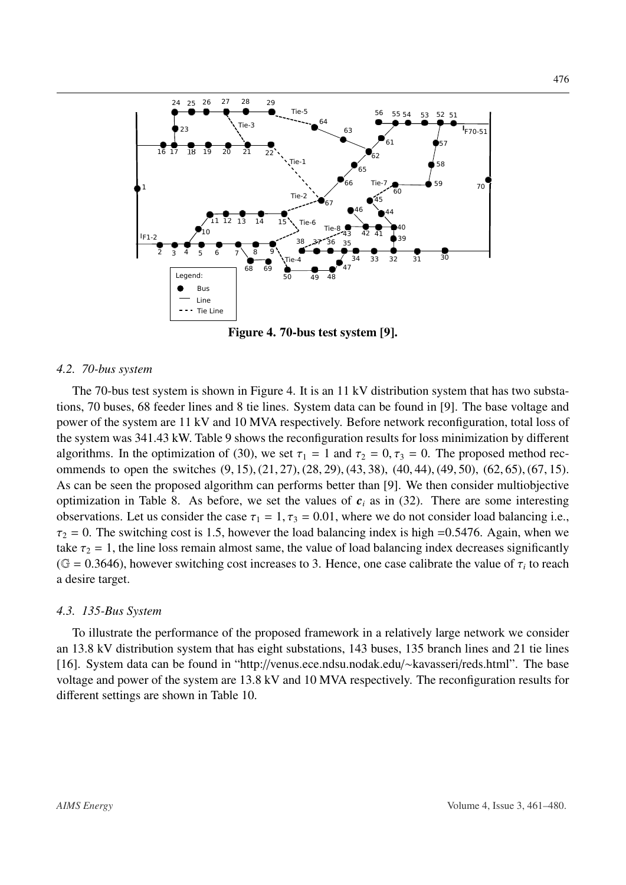**Figure 4. 70-bus test system [9].**

### 4.2. 70-bus system

The 70-bus test system is shown in Figure 4. It is an 11 kV distribution system that has two substations, 70 buses, 68 feeder lines and 8 tie lines. System data can be found in [9]. The base voltage and power of the system are 11 kV and 10 MVA respectively. Before network reconfiguration, total loss of the system was 341.43 kW. Table 9 shows the reconfiguration results for loss minimization by different algorithms. In the optimization of (30), we set $\tau_1 = 1$ and $\tau_2 = 0, \tau_3 = 0$. The proposed method recommends to open the switches $(9, 15), (21, 27), (28, 29), (43, 38), (40, 44), (49, 50), (62, 65), (67, 15)$. As can be seen the proposed algorithm can performs better than [9]. We then consider multiobjective optimization in Table 8. As before, we set the values of $\boldsymbol{c}_i$ as in (32). There are some interesting observations. Let us consider the case $\tau_1 = 1, \tau_3 = 0.01$, where we do not consider load balancing i.e., $\tau_2 = 0$. The switching cost is 1.5, however the load balancing index is high =0.5476. Again, when we take $\tau_2 = 1$, the line loss remain almost same, the value of load balancing index decreases significantly ($\mathbb{G} = 0.3646$), however switching cost increases to 3. Hence, one case calibrate the value of $\tau_i$ to reach a desire target.

### 4.3. 135-Bus System

To illustrate the performance of the proposed framework in a relatively large network we consider an 13.8 kV distribution system that has eight substations, 143 buses, 135 branch lines and 21 tie lines [16]. System data can be found in "http://venus.ece.ndsu.nodak.edu/~kavasseri/reds.html". The base voltage and power of the system are 13.8 kV and 10 MVA respectively. The reconfiguration results for different settings are shown in Table 10.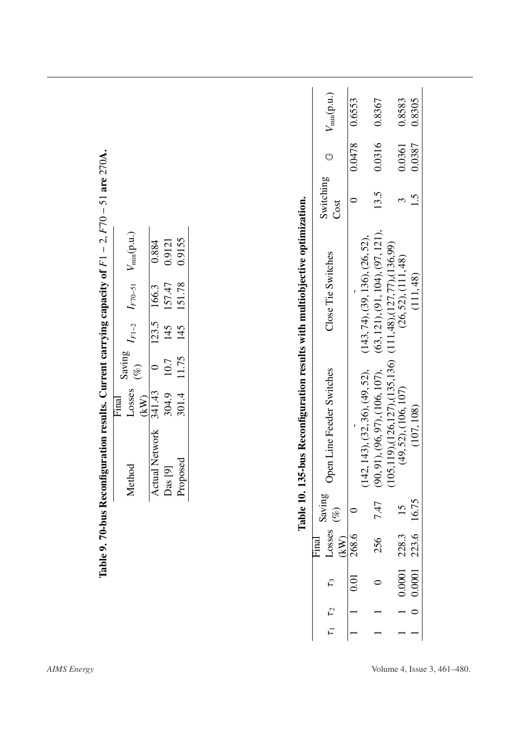**Table 9. 70-bus Reconfiguration results. Current carrying capacity of $F1-2$, $F70-51$ are 270A.**

| Method | Final Losses (kW) | Saving (%) | $I_{F1-2}$ | $I_{F70-51}$ | $V_{\min}$(p.u.) |
|---|---|---|---|---|---|
| Actual Network | 341.43 | 0 | 123.5 | 166.3 | 0.884 |
| Das [9] | 304.9 | 10.7 | 145 | 157.47 | 0.9121 |
| Proposed | 301.4 | 11.75 | 145 | 151.78 | 0.9155 |

**Table 10. 135-bus Reconfiguration results with multiobjective optimization.**

| $\tau_1$ | $\tau_2$ | $\tau_3$ | Final Losses (kW) | Saving (%) | Open Line Feeder Switches | Close Tie Switches | Switching Cost | $\mathbb{G}$ | $V_{\min}$(p.u.) |
|---|---|---|---|---|---|---|---|---|---|
| 1 | 1 | 0.01 | 268.6 | 0 | - | - | 0 | 0.0478 | 0.6553 |
| 1 | 1 | 0 | 256 | 7.47 | (142, 143), (32, 36), (49, 52), (90, 91), (96, 97), (106, 107), (105,119),(126,127),(135,136) | (143, 74), (39, 136), (26, 52), (63, 121), (91, 104), (97, 121), (111,48),(127,77),(136,99) | 13.5 | 0.0316 | 0.8367 |
| 1 | 1 | 0.0001 | 228.3 | 15 | (49, 52), (106, 107) | (26, 52), (111, 48) | 3 | 0.0361 | 0.8583 |
| 1 | 0 | 0.0001 | 223.6 | 16.75 | (107, 108) | (111, 48) | 1.5 | 0.0387 | 0.8305 |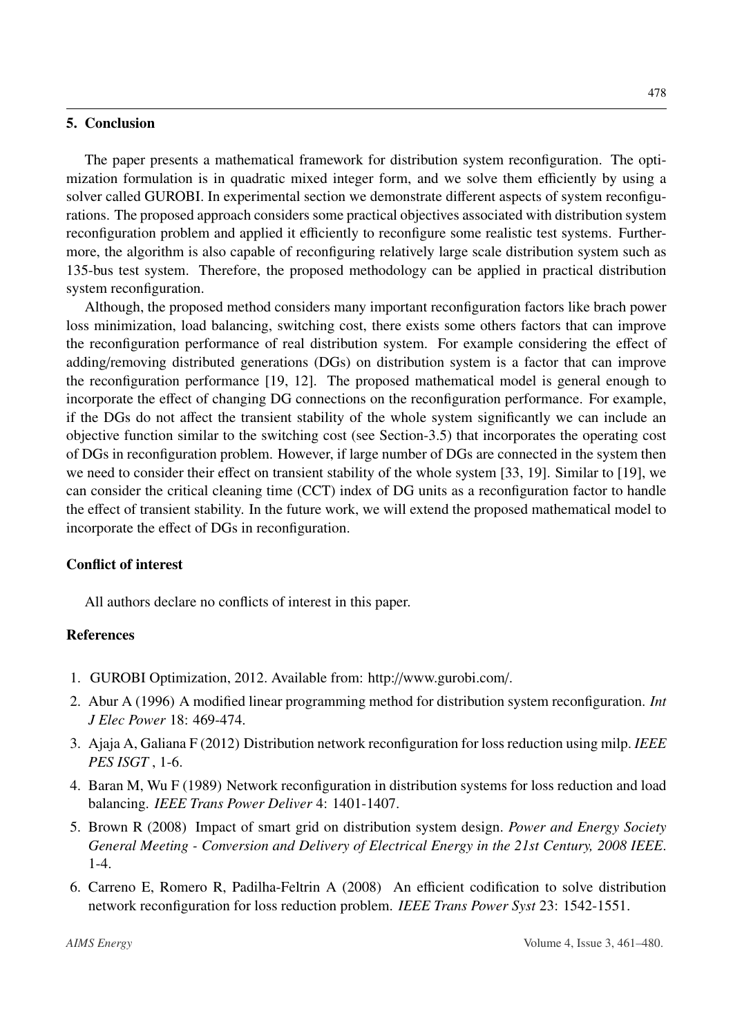## 5. Conclusion

The paper presents a mathematical framework for distribution system reconfiguration. The optimization formulation is in quadratic mixed integer form, and we solve them efficiently by using a solver called GUROBI. In experimental section we demonstrate different aspects of system reconfigurations. The proposed approach considers some practical objectives associated with distribution system reconfiguration problem and applied it efficiently to reconfigure some realistic test systems. Furthermore, the algorithm is also capable of reconfiguring relatively large scale distribution system such as 135-bus test system. Therefore, the proposed methodology can be applied in practical distribution system reconfiguration.

Although, the proposed method considers many important reconfiguration factors like brach power loss minimization, load balancing, switching cost, there exists some others factors that can improve the reconfiguration performance of real distribution system. For example considering the effect of adding/removing distributed generations (DGs) on distribution system is a factor that can improve the reconfiguration performance [19, 12]. The proposed mathematical model is general enough to incorporate the effect of changing DG connections on the reconfiguration performance. For example, if the DGs do not affect the transient stability of the whole system significantly we can include an objective function similar to the switching cost (see Section-3.5) that incorporates the operating cost of DGs in reconfiguration problem. However, if large number of DGs are connected in the system then we need to consider their effect on transient stability of the whole system [33, 19]. Similar to [19], we can consider the critical cleaning time (CCT) index of DG units as a reconfiguration factor to handle the effect of transient stability. In the future work, we will extend the proposed mathematical model to incorporate the effect of DGs in reconfiguration.

### Conflict of interest

All authors declare no conflicts of interest in this paper.

### References

1. GUROBI Optimization, 2012. Available from: http://www.gurobi.com/.
2. Abur A (1996) A modified linear programming method for distribution system reconfiguration. *Int J Elec Power* 18: 469-474.
3. Ajaja A, Galiana F (2012) Distribution network reconfiguration for loss reduction using milp. *IEEE PES ISGT* , 1-6.
4. Baran M, Wu F (1989) Network reconfiguration in distribution systems for loss reduction and load balancing. *IEEE Trans Power Deliver* 4: 1401-1407.
5. Brown R (2008) Impact of smart grid on distribution system design. *Power and Energy Society General Meeting - Conversion and Delivery of Electrical Energy in the 21st Century, 2008 IEEE*. 1-4.
6. Carreno E, Romero R, Padilha-Feltrin A (2008) An efficient codification to solve distribution network reconfiguration for loss reduction problem. *IEEE Trans Power Syst* 23: 1542-1551.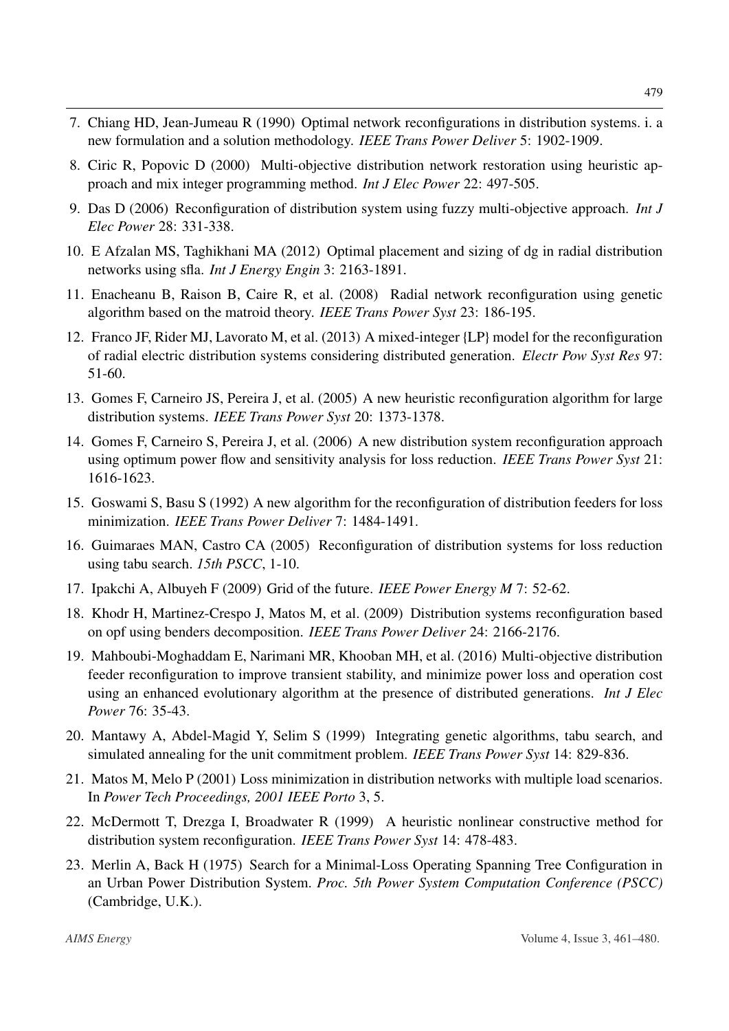7. Chiang HD, Jean-Jumeau R (1990) Optimal network reconfigurations in distribution systems. i. a new formulation and a solution methodology. *IEEE Trans Power Deliver* 5: 1902-1909.

8. Ciric R, Popovic D (2000) Multi-objective distribution network restoration using heuristic approach and mix integer programming method. *Int J Elec Power* 22: 497-505.

9. Das D (2006) Reconfiguration of distribution system using fuzzy multi-objective approach. *Int J Elec Power* 28: 331-338.

10. E Afzalan MS, Taghikhani MA (2012) Optimal placement and sizing of dg in radial distribution networks using sfla. *Int J Energy Engin* 3: 2163-1891.

11. Enacheanu B, Raison B, Caire R, et al. (2008) Radial network reconfiguration using genetic algorithm based on the matroid theory. *IEEE Trans Power Syst* 23: 186-195.

12. Franco JF, Rider MJ, Lavorato M, et al. (2013) A mixed-integer {LP} model for the reconfiguration of radial electric distribution systems considering distributed generation. *Electr Pow Syst Res* 97: 51-60.

13. Gomes F, Carneiro JS, Pereira J, et al. (2005) A new heuristic reconfiguration algorithm for large distribution systems. *IEEE Trans Power Syst* 20: 1373-1378.

14. Gomes F, Carneiro S, Pereira J, et al. (2006) A new distribution system reconfiguration approach using optimum power flow and sensitivity analysis for loss reduction. *IEEE Trans Power Syst* 21: 1616-1623.

15. Goswami S, Basu S (1992) A new algorithm for the reconfiguration of distribution feeders for loss minimization. *IEEE Trans Power Deliver* 7: 1484-1491.

16. Guimaraes MAN, Castro CA (2005) Reconfiguration of distribution systems for loss reduction using tabu search. *15th PSCC*, 1-10.

17. Ipakchi A, Albuyeh F (2009) Grid of the future. *IEEE Power Energy M* 7: 52-62.

18. Khodr H, Martinez-Crespo J, Matos M, et al. (2009) Distribution systems reconfiguration based on opf using benders decomposition. *IEEE Trans Power Deliver* 24: 2166-2176.

19. Mahboubi-Moghaddam E, Narimani MR, Khooban MH, et al. (2016) Multi-objective distribution feeder reconfiguration to improve transient stability, and minimize power loss and operation cost using an enhanced evolutionary algorithm at the presence of distributed generations. *Int J Elec Power* 76: 35-43.

20. Mantawy A, Abdel-Magid Y, Selim S (1999) Integrating genetic algorithms, tabu search, and simulated annealing for the unit commitment problem. *IEEE Trans Power Syst* 14: 829-836.

21. Matos M, Melo P (2001) Loss minimization in distribution networks with multiple load scenarios. In *Power Tech Proceedings, 2001 IEEE Porto* 3, 5.

22. McDermott T, Drezga I, Broadwater R (1999) A heuristic nonlinear constructive method for distribution system reconfiguration. *IEEE Trans Power Syst* 14: 478-483.

23. Merlin A, Back H (1975) Search for a Minimal-Loss Operating Spanning Tree Configuration in an Urban Power Distribution System. *Proc. 5th Power System Computation Conference (PSCC)* (Cambridge, U.K.).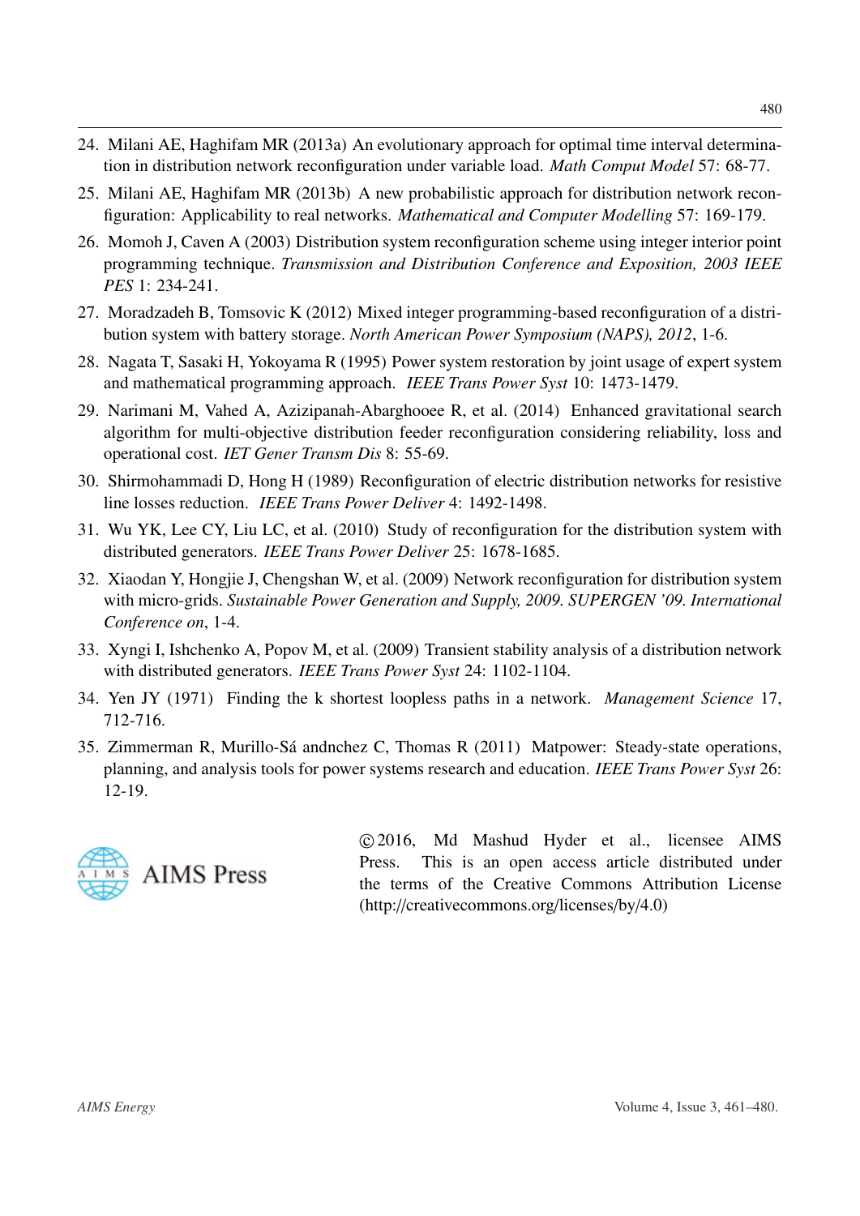24. Milani AE, Haghifam MR (2013a) An evolutionary approach for optimal time interval determination in distribution network reconfiguration under variable load. *Math Comput Model* 57: 68-77.
25. Milani AE, Haghifam MR (2013b) A new probabilistic approach for distribution network reconfiguration: Applicability to real networks. *Mathematical and Computer Modelling* 57: 169-179.
26. Momoh J, Caven A (2003) Distribution system reconfiguration scheme using integer interior point programming technique. *Transmission and Distribution Conference and Exposition, 2003 IEEE PES* 1: 234-241.
27. Moradzadeh B, Tomsovic K (2012) Mixed integer programming-based reconfiguration of a distribution system with battery storage. *North American Power Symposium (NAPS), 2012*, 1-6.
28. Nagata T, Sasaki H, Yokoyama R (1995) Power system restoration by joint usage of expert system and mathematical programming approach. *IEEE Trans Power Syst* 10: 1473-1479.
29. Narimani M, Vahed A, Azizipanah-Abarghooee R, et al. (2014) Enhanced gravitational search algorithm for multi-objective distribution feeder reconfiguration considering reliability, loss and operational cost. *IET Gener Transm Dis* 8: 55-69.
30. Shirmohammadi D, Hong H (1989) Reconfiguration of electric distribution networks for resistive line losses reduction. *IEEE Trans Power Deliver* 4: 1492-1498.
31. Wu YK, Lee CY, Liu LC, et al. (2010) Study of reconfiguration for the distribution system with distributed generators. *IEEE Trans Power Deliver* 25: 1678-1685.
32. Xiaodan Y, Hongjie J, Chengshan W, et al. (2009) Network reconfiguration for distribution system with micro-grids. *Sustainable Power Generation and Supply, 2009. SUPERGEN '09. International Conference on*, 1-4.
33. Xyngi I, Ishchenko A, Popov M, et al. (2009) Transient stability analysis of a distribution network with distributed generators. *IEEE Trans Power Syst* 24: 1102-1104.
34. Yen JY (1971) Finding the k shortest loopless paths in a network. *Management Science* 17, 712-716.
35. Zimmerman R, Murillo-Sá andnchez C, Thomas R (2011) Matpower: Steady-state operations, planning, and analysis tools for power systems research and education. *IEEE Trans Power Syst* 26: 12-19.

AIMS Press

© 2016, Md Mashud Hyder et al., licensee AIMS Press. This is an open access article distributed under the terms of the Creative Commons Attribution License (http://creativecommons.org/licenses/by/4.0)